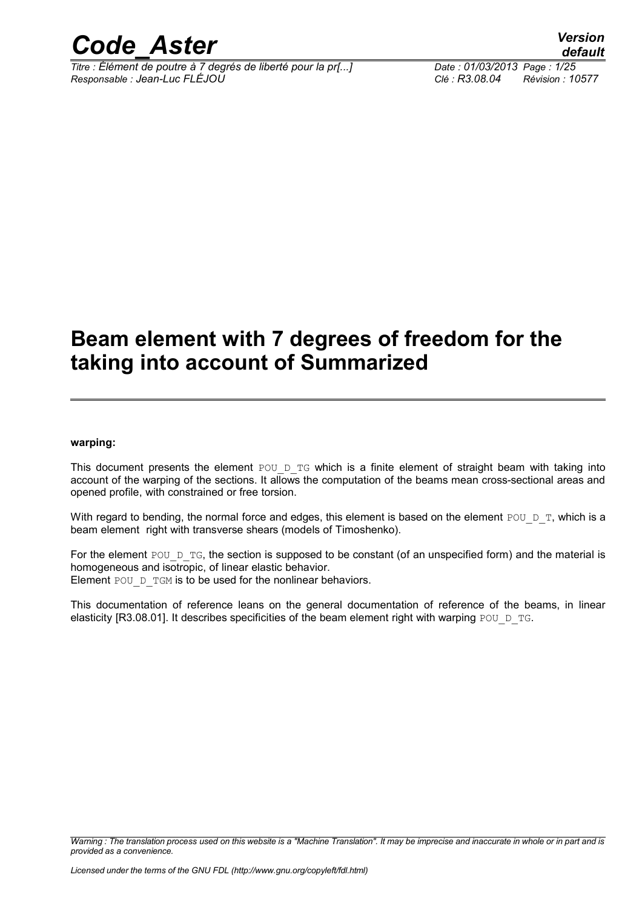# Beam element with 7 degrees of freedom for the taking into account of Summarized

**warping:**

This document presents the element POU_D_TG which is a finite element of straight beam with taking into account of the warping of the sections. It allows the computation of the beams mean cross-sectional areas and opened profile, with constrained or free torsion.

With regard to bending, the normal force and edges, this element is based on the element POU_D_T, which is a beam element right with transverse shears (models of Timoshenko).

For the element POU_D_TG, the section is supposed to be constant (of an unspecified form) and the material is homogeneous and isotropic, of linear elastic behavior.
Element POU_D_TGM is to be used for the nonlinear behaviors.

This documentation of reference leans on the general documentation of reference of the beams, in linear elasticity [R3.08.01]. It describes specificities of the beam element right with warping POU_D_TG.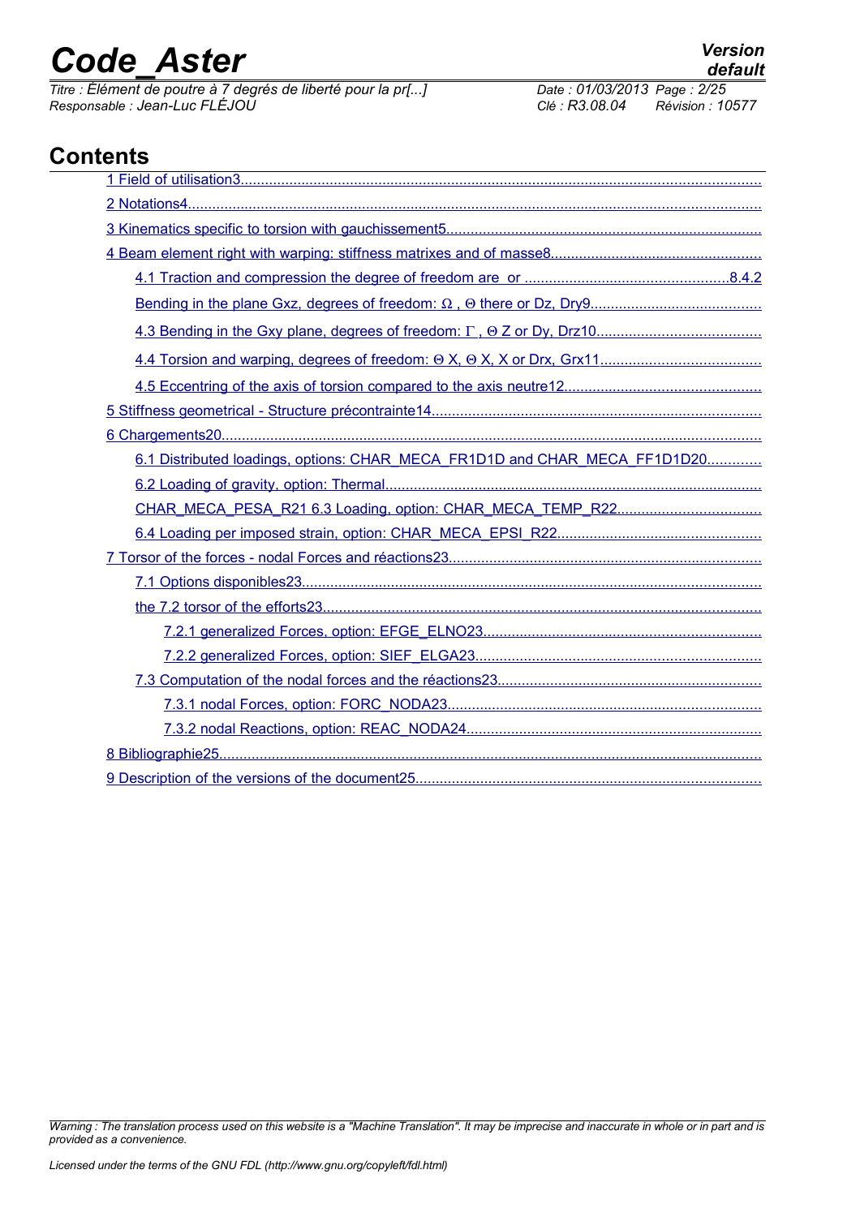# Contents

1 Field of utilisation3

2 Notations4

3 Kinematics specific to torsion with gauchissement5

4 Beam element right with warping: stiffness matrixes and of masse8

- 4.1 Traction and compression the degree of freedom are or 8.4.2
- Bending in the plane Gxz, degrees of freedom: $\Omega$ , $\Theta$ there or Dz, Dry9
- 4.3 Bending in the Gxy plane, degrees of freedom: $\Gamma$ , $\Theta$ Z or Dy, Drz10
- 4.4 Torsion and warping, degrees of freedom: $\Theta$ X, $\Theta$ X, X or Drx, Grx11
- 4.5 Eccentring of the axis of torsion compared to the axis neutre12

5 Stiffness geometrical - Structure précontrainte14

6 Chargements20

- 6.1 Distributed loadings, options: CHAR_MECA_FR1D1D and CHAR_MECA_FF1D1D20
- 6.2 Loading of gravity, option: Thermal
- CHAR_MECA_PESA_R21 6.3 Loading, option: CHAR_MECA_TEMP_R22
- 6.4 Loading per imposed strain, option: CHAR_MECA_EPSI_R22

7 Torsor of the forces - nodal Forces and réactions23

- 7.1 Options disponibles23
- the 7.2 torsor of the efforts23
  - 7.2.1 generalized Forces, option: EFGE_ELNO23
  - 7.2.2 generalized Forces, option: SIEF_ELGA23
- 7.3 Computation of the nodal forces and the réactions23
  - 7.3.1 nodal Forces, option: FORC_NODA23
  - 7.3.2 nodal Reactions, option: REAC_NODA24

8 Bibliographie25

9 Description of the versions of the document25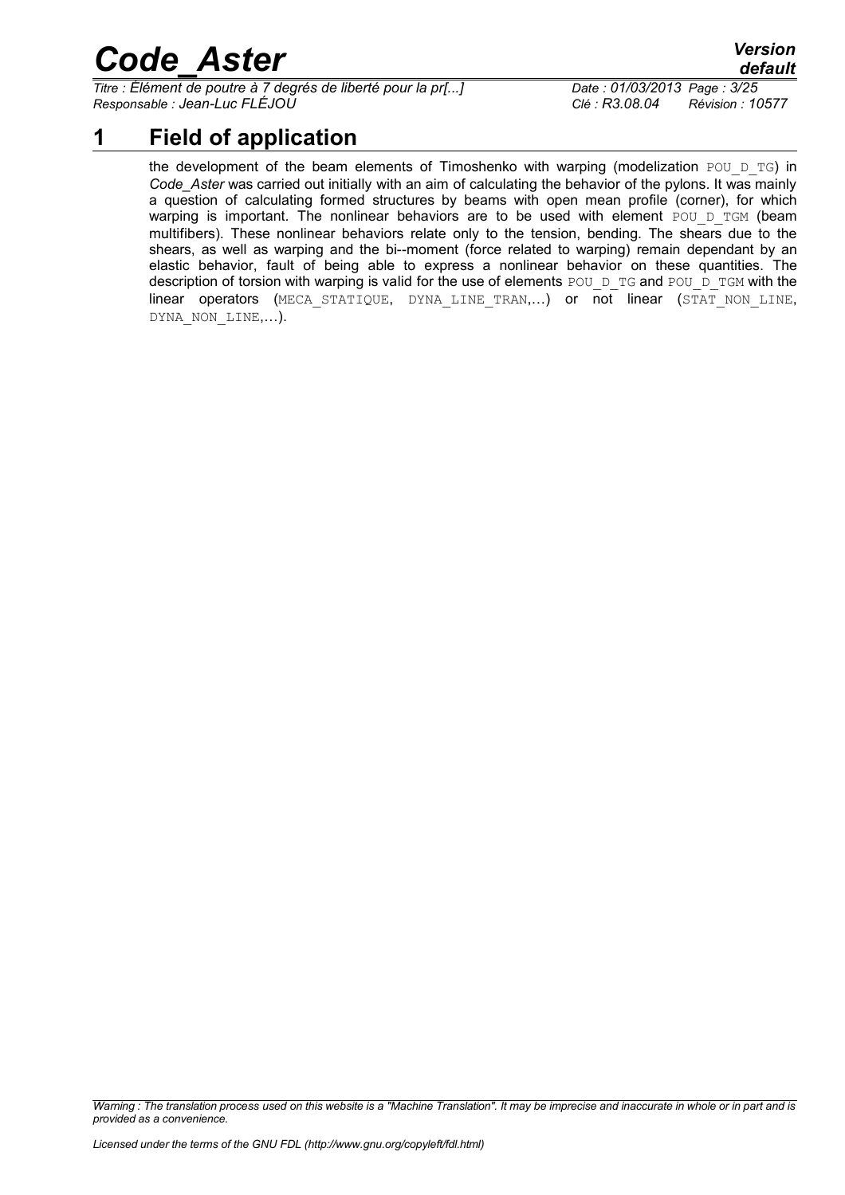# 1 Field of application

the development of the beam elements of Timoshenko with warping (modelization POU_D_TG) in *Code_Aster* was carried out initially with an aim of calculating the behavior of the pylons. It was mainly a question of calculating formed structures by beams with open mean profile (corner), for which warping is important. The nonlinear behaviors are to be used with element POU_D_TGM (beam multifibers). These nonlinear behaviors relate only to the tension, bending. The shears due to the shears, as well as warping and the bi--moment (force related to warping) remain dependant by an elastic behavior, fault of being able to express a nonlinear behavior on these quantities. The description of torsion with warping is valid for the use of elements POU_D_TG and POU_D_TGM with the linear operators (MECA_STATIQUE, DYNA_LINE_TRAN,…) or not linear (STAT_NON_LINE, DYNA_NON_LINE,…).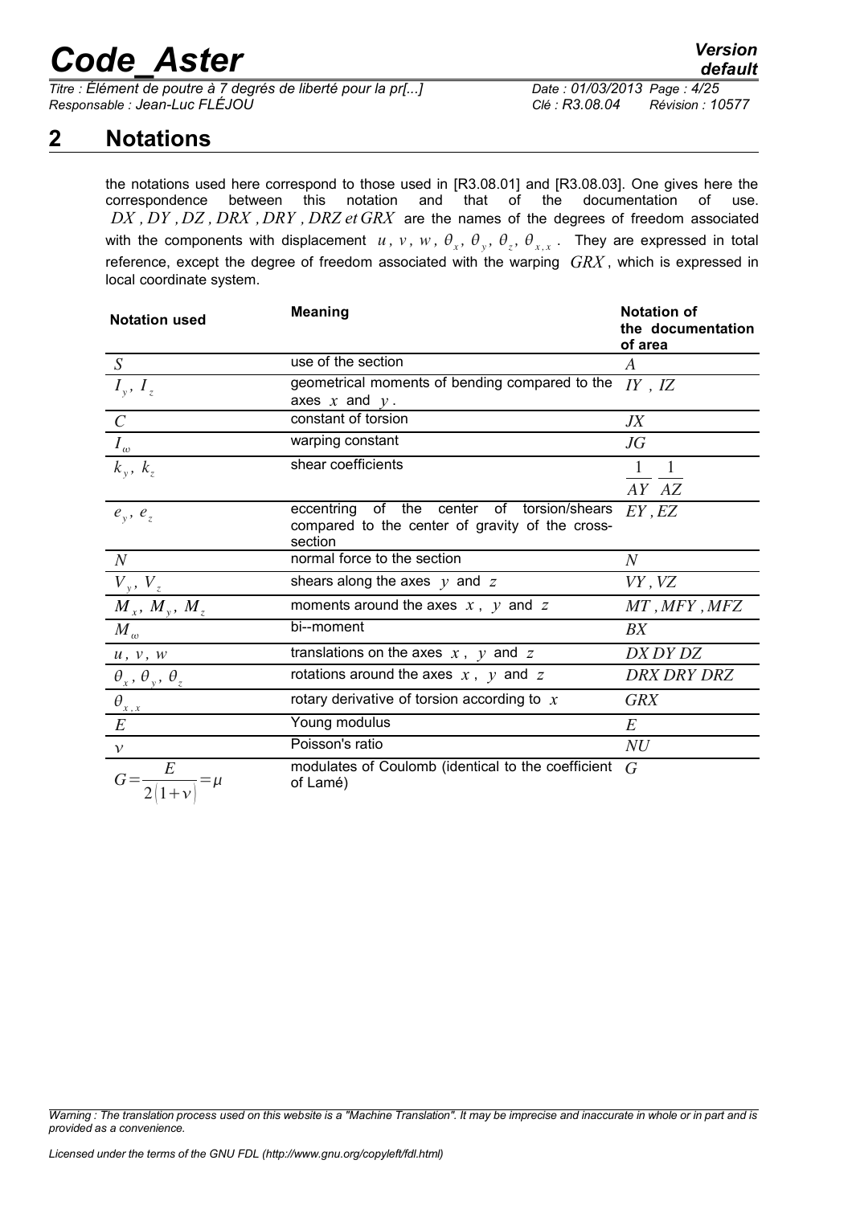## 2 Notations

the notations used here correspond to those used in [R3.08.01] and [R3.08.03]. One gives here the correspondence between this notation and that of the documentation of use. $DX, DY, DZ, DRX, DRY, DRZ$ *et* $GRX$ are the names of the degrees of freedom associated with the components with displacement $u, v, w, \theta_x, \theta_y, \theta_z, \theta_{x,x}$. They are expressed in total reference, except the degree of freedom associated with the warping $GRX$, which is expressed in local coordinate system.

| Notation used | Meaning | Notation of the documentation of area |
|---|---|---|
| $S$ | use of the section | $A$ |
| $I_y, I_z$ | geometrical moments of bending compared to the axes $x$ and $y$. | $IY, IZ$ |
| $C$ | constant of torsion | $JX$ |
| $I_\omega$ | warping constant | $JG$ |
| $k_y, k_z$ | shear coefficients | $\frac{1}{AY}\ \frac{1}{AZ}$ |
| $e_y, e_z$ | eccentring of the center of torsion/shears compared to the center of gravity of the cross-section | $EY, EZ$ |
| $N$ | normal force to the section | $N$ |
| $V_y, V_z$ | shears along the axes $y$ and $z$ | $VY, VZ$ |
| $M_x, M_y, M_z$ | moments around the axes $x$, $y$ and $z$ | $MT, MFY, MFZ$ |
| $M_\omega$ | bi--moment | $BX$ |
| $u, v, w$ | translations on the axes $x$, $y$ and $z$ | $DX\ DY\ DZ$ |
| $\theta_x, \theta_y, \theta_z$ | rotations around the axes $x$, $y$ and $z$ | $DRX\ DRY\ DRZ$ |
| $\theta_{x,x}$ | rotary derivative of torsion according to $x$ | $GRX$ |
| $E$ | Young modulus | $E$ |
| $\nu$ | Poisson's ratio | $NU$ |
| $G=\frac{E}{2(1+\nu)}=\mu$ | modulates of Coulomb (identical to the coefficient of Lamé) | $G$ |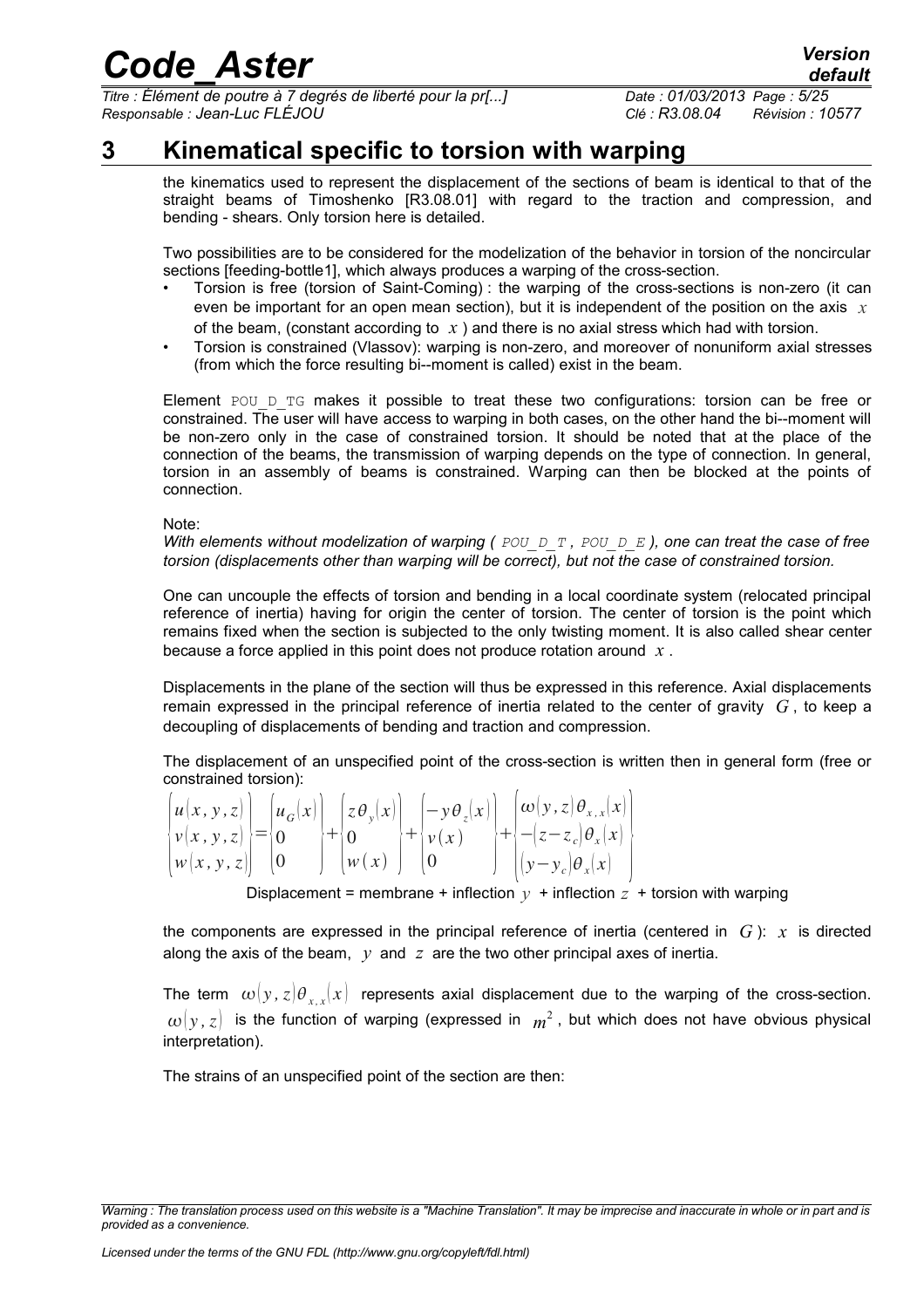# 3 Kinematical specific to torsion with warping

the kinematics used to represent the displacement of the sections of beam is identical to that of the straight beams of Timoshenko [R3.08.01] with regard to the traction and compression, and bending - shears. Only torsion here is detailed.

Two possibilities are to be considered for the modelization of the behavior in torsion of the noncircular sections [feeding-bottle1], which always produces a warping of the cross-section.

- Torsion is free (torsion of Saint-Coming) : the warping of the cross-sections is non-zero (it can even be important for an open mean section), but it is independent of the position on the axis $x$ of the beam, (constant according to $x$ ) and there is no axial stress which had with torsion.
- Torsion is constrained (Vlassov): warping is non-zero, and moreover of nonuniform axial stresses (from which the force resulting bi--moment is called) exist in the beam.

Element POU_D_TG makes it possible to treat these two configurations: torsion can be free or constrained. The user will have access to warping in both cases, on the other hand the bi--moment will be non-zero only in the case of constrained torsion. It should be noted that at the place of the connection of the beams, the transmission of warping depends on the type of connection. In general, torsion in an assembly of beams is constrained. Warping can then be blocked at the points of connection.

Note:

*With elements without modelization of warping ( POU_D_T , POU_D_E ), one can treat the case of free torsion (displacements other than warping will be correct), but not the case of constrained torsion.*

One can uncouple the effects of torsion and bending in a local coordinate system (relocated principal reference of inertia) having for origin the center of torsion. The center of torsion is the point which remains fixed when the section is subjected to the only twisting moment. It is also called shear center because a force applied in this point does not produce rotation around $x$ .

Displacements in the plane of the section will thus be expressed in this reference. Axial displacements remain expressed in the principal reference of inertia related to the center of gravity $G$ , to keep a decoupling of displacements of bending and traction and compression.

The displacement of an unspecified point of the cross-section is written then in general form (free or constrained torsion):

$$\begin{Bmatrix} u(x,y,z) \\ v(x,y,z) \\ w(x,y,z) \end{Bmatrix} = \begin{Bmatrix} u_G(x) \\ 0 \\ 0 \end{Bmatrix} + \begin{Bmatrix} z\theta_y(x) \\ 0 \\ w(x) \end{Bmatrix} + \begin{Bmatrix} -y\theta_z(x) \\ v(x) \\ 0 \end{Bmatrix} + \begin{Bmatrix} \omega(y,z)\theta_{x,x}(x) \\ -(z-z_c)\theta_x(x) \\ (y-y_c)\theta_x(x) \end{Bmatrix}$$

Displacement = membrane + inflection $y$ + inflection $z$ + torsion with warping

the components are expressed in the principal reference of inertia (centered in $G$ ): $x$ is directed along the axis of the beam, $y$ and $z$ are the two other principal axes of inertia.

The term $\omega(y,z)\theta_{x,x}(x)$ represents axial displacement due to the warping of the cross-section. $\omega(y,z)$ is the function of warping (expressed in $m^2$ , but which does not have obvious physical interpretation).

The strains of an unspecified point of the section are then: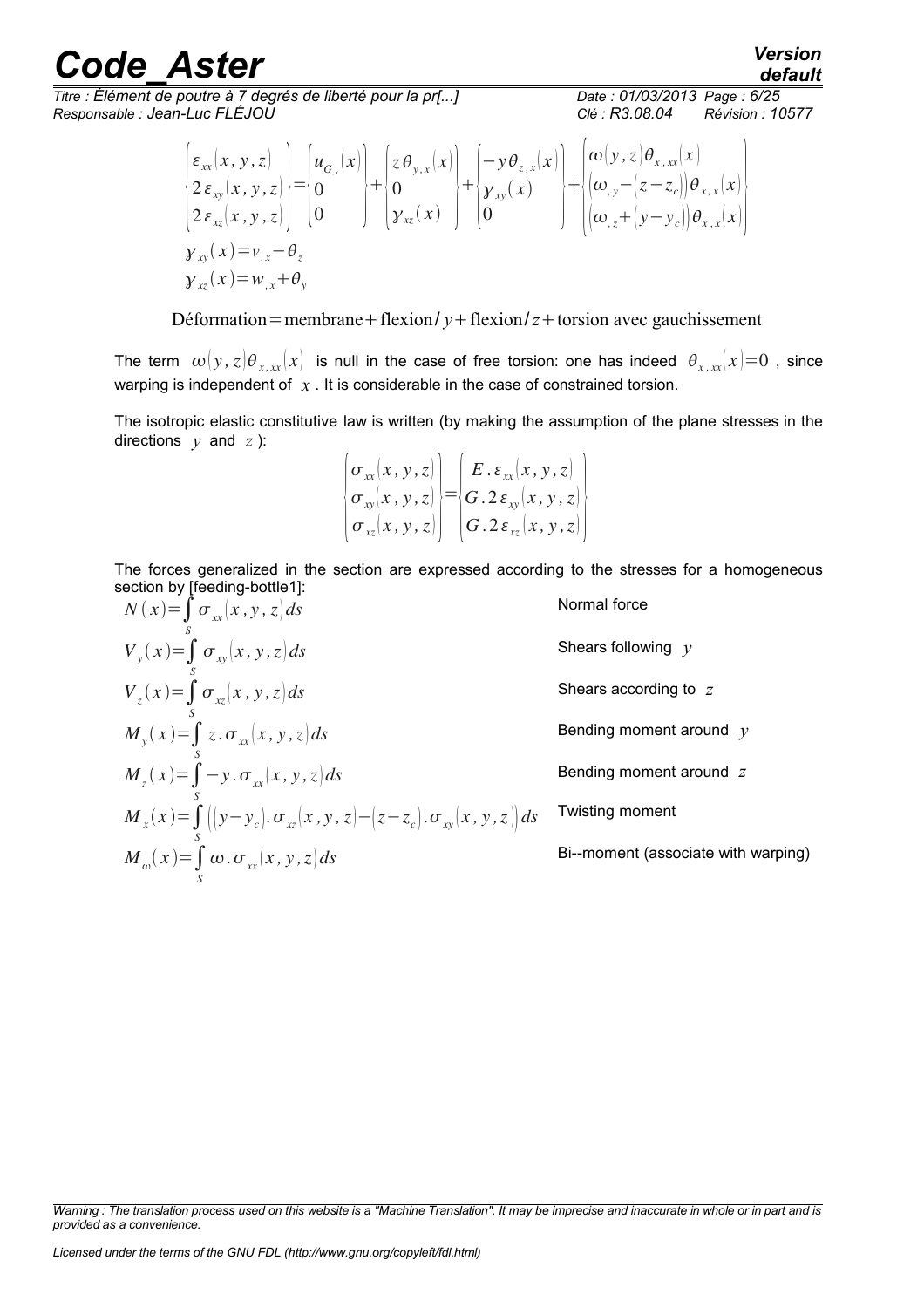$$\begin{Bmatrix} \varepsilon_{xx}(x,y,z) \\ 2\,\varepsilon_{xy}(x,y,z) \\ 2\,\varepsilon_{xz}(x,y,z) \end{Bmatrix} = \begin{Bmatrix} u_{G_{,x}}(x) \\ 0 \\ 0 \end{Bmatrix} + \begin{Bmatrix} z\,\theta_{y,x}(x) \\ 0 \\ \gamma_{xz}(x) \end{Bmatrix} + \begin{Bmatrix} -y\,\theta_{z,x}(x) \\ \gamma_{xy}(x) \\ 0 \end{Bmatrix} + \begin{Bmatrix} \omega(y,z)\,\theta_{x,xx}(x) \\ (\omega_{,y} - (z - z_c))\,\theta_{x,x}(x) \\ (\omega_{,z} + (y - y_c))\,\theta_{x,x}(x) \end{Bmatrix}$$

$$\gamma_{xy}(x) = v_{,x} - \theta_z$$

$$\gamma_{xz}(x) = w_{,x} + \theta_y$$

$$\text{Déformation} = \text{membrane} + \text{flexion}/y + \text{flexion}/z + \text{torsion avec gauchissement}$$

The term $\omega(y,z)\,\theta_{x,xx}(x)$ is null in the case of free torsion: one has indeed $\theta_{x,xx}(x) = 0$, since warping is independent of $x$. It is considerable in the case of constrained torsion.

The isotropic elastic constitutive law is written (by making the assumption of the plane stresses in the directions $y$ and $z$):

$$\begin{Bmatrix} \sigma_{xx}(x,y,z) \\ \sigma_{xy}(x,y,z) \\ \sigma_{xz}(x,y,z) \end{Bmatrix} = \begin{Bmatrix} E\,.\,\varepsilon_{xx}(x,y,z) \\ G\,.\,2\,\varepsilon_{xy}(x,y,z) \\ G\,.\,2\,\varepsilon_{xz}(x,y,z) \end{Bmatrix}$$

The forces generalized in the section are expressed according to the stresses for a homogeneous section by [feeding-bottle1]:

| | |
|---|---|
| $N(x) = \int_S \sigma_{xx}(x,y,z)\,ds$ | Normal force |
| $V_y(x) = \int_S \sigma_{xy}(x,y,z)\,ds$ | Shears following $y$ |
| $V_z(x) = \int_S \sigma_{xz}(x,y,z)\,ds$ | Shears according to $z$ |
| $M_y(x) = \int_S z\,.\,\sigma_{xx}(x,y,z)\,ds$ | Bending moment around $y$ |
| $M_z(x) = \int_S -y\,.\,\sigma_{xx}(x,y,z)\,ds$ | Bending moment around $z$ |
| $M_x(x) = \int_S \left((y-y_c)\,.\,\sigma_{xz}(x,y,z) - (z-z_c)\,.\,\sigma_{xy}(x,y,z)\right) ds$ | Twisting moment |
| $M_\omega(x) = \int_S \omega\,.\,\sigma_{xx}(x,y,z)\,ds$ | Bi--moment (associate with warping) |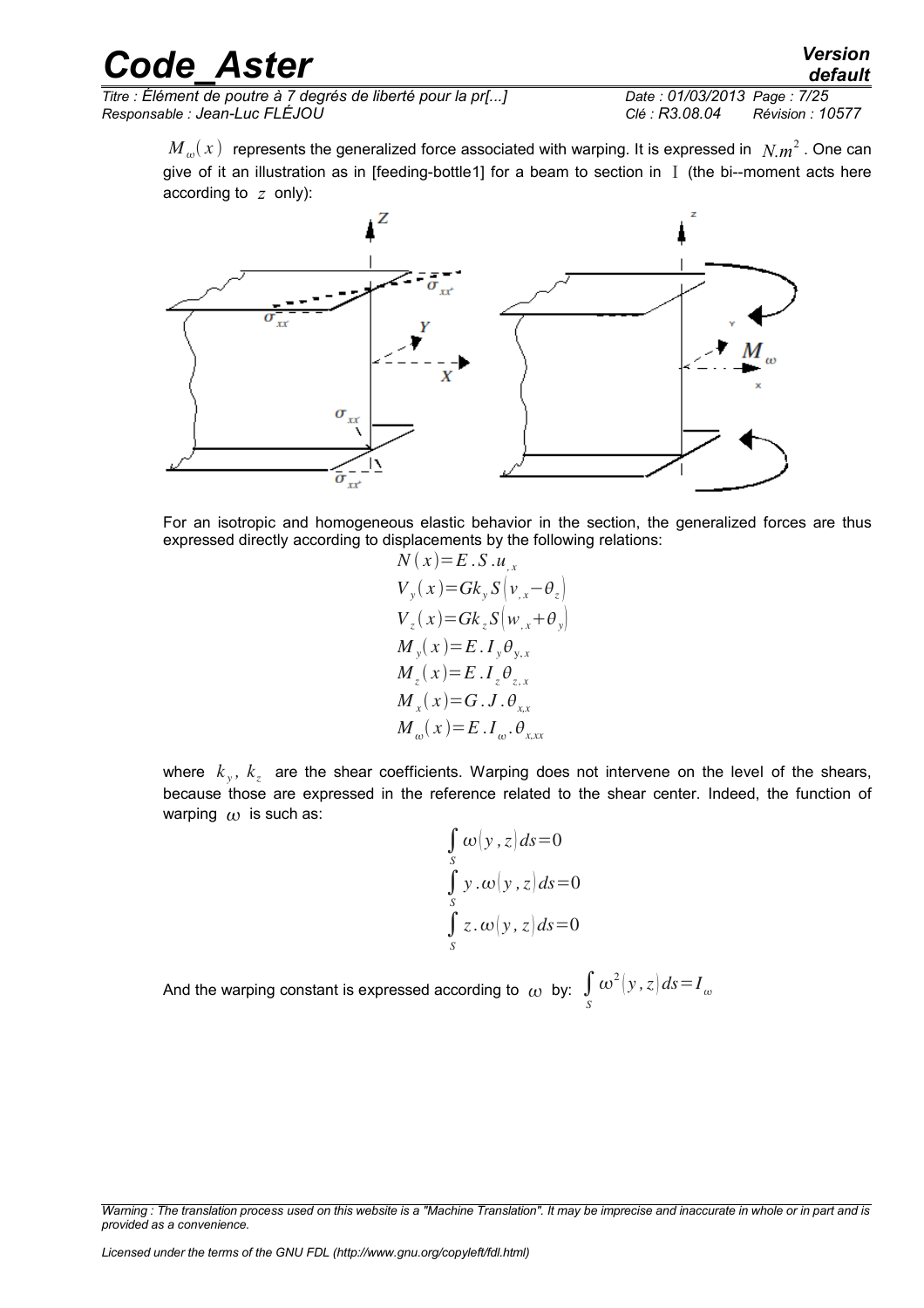$M_{\omega}(x)$ represents the generalized force associated with warping. It is expressed in $N.m^2$. One can give of it an illustration as in [feeding-bottle1] for a beam to section in I (the bi--moment acts here according to $z$ only):

For an isotropic and homogeneous elastic behavior in the section, the generalized forces are thus expressed directly according to displacements by the following relations:

$$
\begin{aligned}
N(x) &= E.S.u_{,x} \\
V_y(x) &= Gk_y S\left(v_{,x}-\theta_z\right) \\
V_z(x) &= Gk_z S\left(w_{,x}+\theta_y\right) \\
M_y(x) &= E.I_y \theta_{y,x} \\
M_z(x) &= E.I_z \theta_{z,x} \\
M_x(x) &= G.J.\theta_{x,x} \\
M_{\omega}(x) &= E.I_{\omega}.\theta_{x,xx}
\end{aligned}
$$

where $k_y$, $k_z$ are the shear coefficients. Warping does not intervene on the level of the shears, because those are expressed in the reference related to the shear center. Indeed, the function of warping $\omega$ is such as:

$$
\begin{aligned}
&\int_S \omega(y,z)\, ds = 0 \\
&\int_S y.\omega(y,z)\, ds = 0 \\
&\int_S z.\omega(y,z)\, ds = 0
\end{aligned}
$$

And the warping constant is expressed according to $\omega$ by: $\int_S \omega^2(y,z)\, ds = I_{\omega}$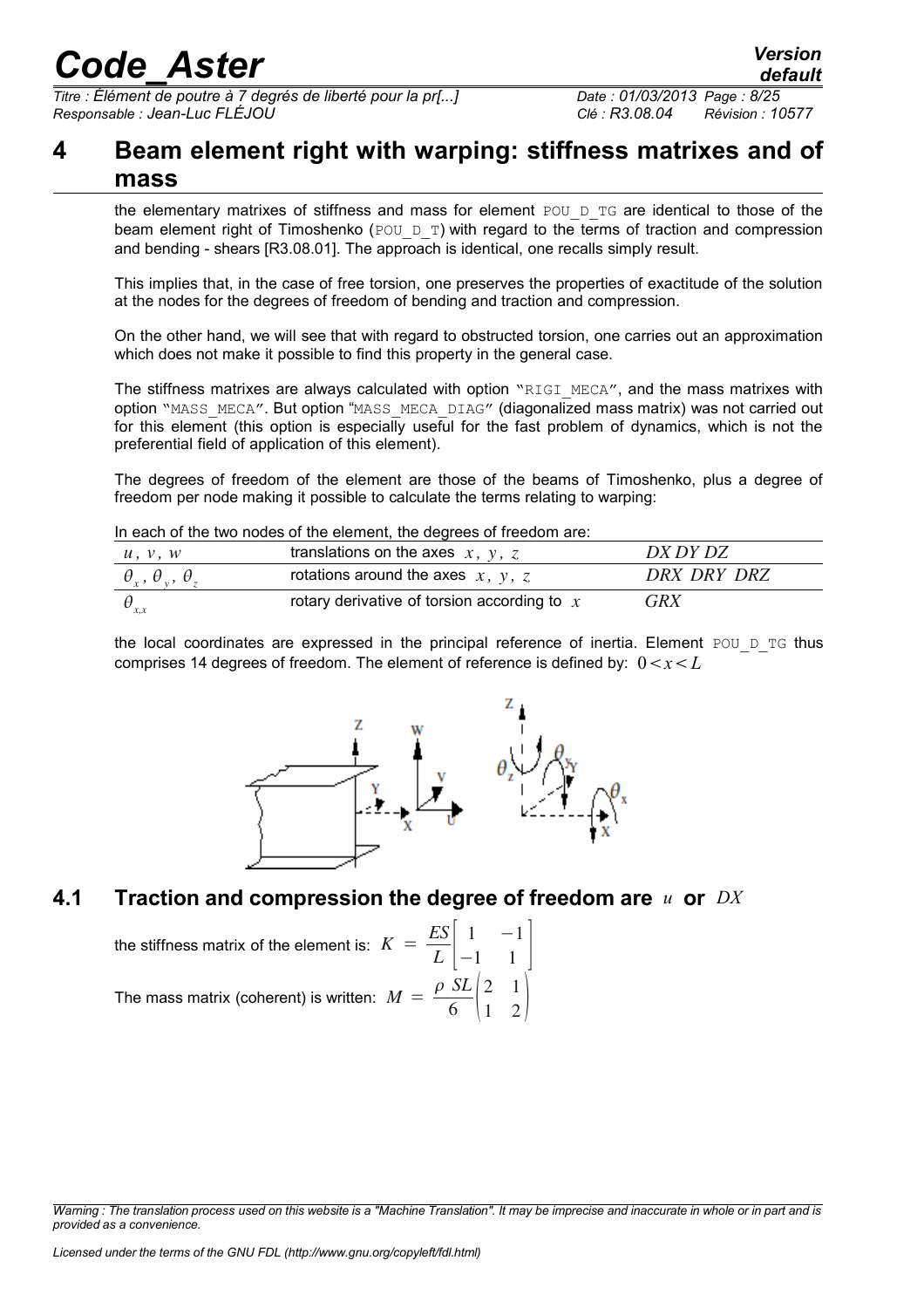# 4 Beam element right with warping: stiffness matrixes and of mass

the elementary matrixes of stiffness and mass for element POU_D_TG are identical to those of the beam element right of Timoshenko (POU_D_T) with regard to the terms of traction and compression and bending - shears [R3.08.01]. The approach is identical, one recalls simply result.

This implies that, in the case of free torsion, one preserves the properties of exactitude of the solution at the nodes for the degrees of freedom of bending and traction and compression.

On the other hand, we will see that with regard to obstructed torsion, one carries out an approximation which does not make it possible to find this property in the general case.

The stiffness matrixes are always calculated with option "RIGI_MECA", and the mass matrixes with option "MASS_MECA". But option "MASS_MECA_DIAG" (diagonalized mass matrix) was not carried out for this element (this option is especially useful for the fast problem of dynamics, which is not the preferential field of application of this element).

The degrees of freedom of the element are those of the beams of Timoshenko, plus a degree of freedom per node making it possible to calculate the terms relating to warping:

In each of the two nodes of the element, the degrees of freedom are:

| | | |
|---|---|---|
| $u$, $v$, $w$ | translations on the axes $x$, $y$, $z$ | $DX\ DY\ DZ$ |
| $\theta_x$, $\theta_y$, $\theta_z$ | rotations around the axes $x$, $y$, $z$ | $DRX\ \ DRY\ \ DRZ$ |
| $\theta_{x,x}$ | rotary derivative of torsion according to $x$ | $GRX$ |

the local coordinates are expressed in the principal reference of inertia. Element POU_D_TG thus comprises 14 degrees of freedom. The element of reference is defined by: $0<x<L$

## 4.1 Traction and compression the degree of freedom are $u$ or $DX$

the stiffness matrix of the element is: $K = \dfrac{ES}{L}\begin{bmatrix} 1 & -1 \\ -1 & 1 \end{bmatrix}$

The mass matrix (coherent) is written: $M = \dfrac{\rho\ SL}{6}\begin{pmatrix} 2 & 1 \\ 1 & 2 \end{pmatrix}$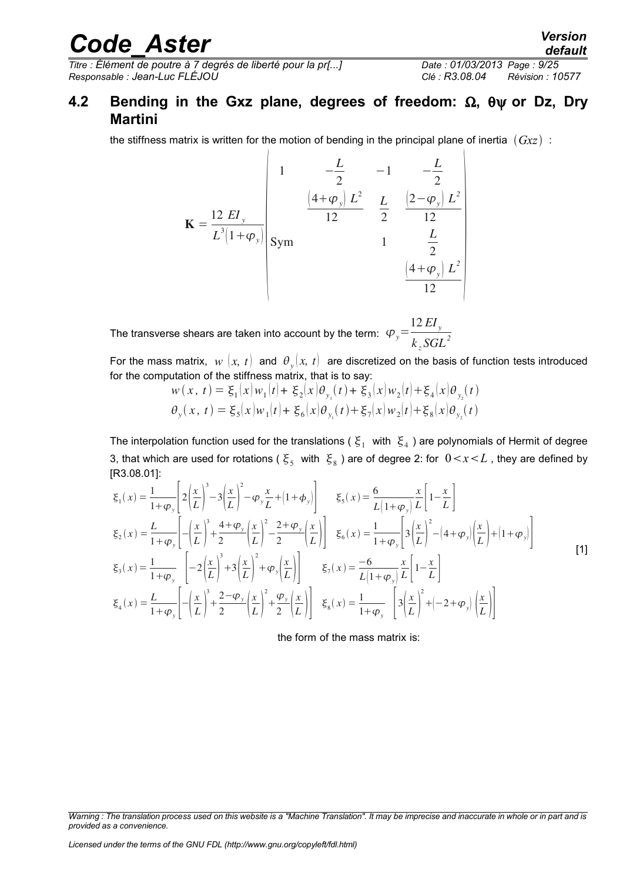## 4.2 Bending in the Gxz plane, degrees of freedom: Ω, θψ or Dz, Dry Martini

the stiffness matrix is written for the motion of bending in the principal plane of inertia $(Gxz)$ :

$$
\mathbf{K} = \frac{12\ EI_y}{L^3(1+\varphi_y)} \begin{pmatrix} 1 & -\dfrac{L}{2} & -1 & -\dfrac{L}{2} \\ & \dfrac{(4+\varphi_y)\ L^2}{12} & \dfrac{L}{2} & \dfrac{(2-\varphi_y)\ L^2}{12} \\ \text{Sym} & & 1 & \dfrac{L}{2} \\ & & & \dfrac{(4+\varphi_y)\ L^2}{12} \end{pmatrix}
$$

The transverse shears are taken into account by the term: $\varphi_y = \dfrac{12\, EI_y}{k_z SGL^2}$

For the mass matrix, $w(x,\ t)$ and $\theta_y(x,\ t)$ are discretized on the basis of function tests introduced for the computation of the stiffness matrix, that is to say:

$$
w(x,\ t) = \xi_1(x) w_1(t) + \xi_2(x) \theta_{y_1}(t) + \xi_3(x) w_2(t) + \xi_4(x) \theta_{y_2}(t)
$$

$$
\theta_y(x,\ t) = \xi_5(x) w_1(t) + \xi_6(x) \theta_{y_1}(t) + \xi_7(x) w_2(t) + \xi_8(x) \theta_{y_2}(t)
$$

The interpolation function used for the translations ( $\xi_1$ with $\xi_4$ ) are polynomials of Hermit of degree 3, that which are used for rotations ( $\xi_5$ with $\xi_8$ ) are of degree 2: for $0 < x < L$ , they are defined by [R3.08.01]:

$$
\begin{aligned}
\xi_1(x) &= \frac{1}{1+\varphi_y}\left[2\left(\frac{x}{L}\right)^3 - 3\left(\frac{x}{L}\right)^2 - \varphi_y \frac{x}{L} + (1+\phi_y)\right] & \xi_5(x) &= \frac{6}{L(1+\varphi_y)} \frac{x}{L}\left[1-\frac{x}{L}\right] \\
\xi_2(x) &= \frac{L}{1+\varphi_y}\left[-\left(\frac{x}{L}\right)^3 + \frac{4+\varphi_y}{2}\left(\frac{x}{L}\right)^2 - \frac{2+\varphi_y}{2}\left(\frac{x}{L}\right)\right] & \xi_6(x) &= \frac{1}{1+\varphi_y}\left[3\left(\frac{x}{L}\right)^2 - (4+\varphi_y)\left(\frac{x}{L}\right) + (1+\varphi_y)\right] \\
\xi_3(x) &= \frac{1}{1+\varphi_y}\left[-2\left(\frac{x}{L}\right)^3 + 3\left(\frac{x}{L}\right)^2 + \varphi_y\left(\frac{x}{L}\right)\right] & \xi_7(x) &= \frac{-6}{L(1+\varphi_y)} \frac{x}{L}\left[1-\frac{x}{L}\right] \\
\xi_4(x) &= \frac{L}{1+\varphi_y}\left[-\left(\frac{x}{L}\right)^3 + \frac{2-\varphi_y}{2}\left(\frac{x}{L}\right)^2 + \frac{\varphi_y}{2}\left(\frac{x}{L}\right)\right] & \xi_8(x) &= \frac{1}{1+\varphi_y}\left[3\left(\frac{x}{L}\right)^2 + (-2+\varphi_y)\left(\frac{x}{L}\right)\right]
\end{aligned}
\quad [1]
$$

the form of the mass matrix is: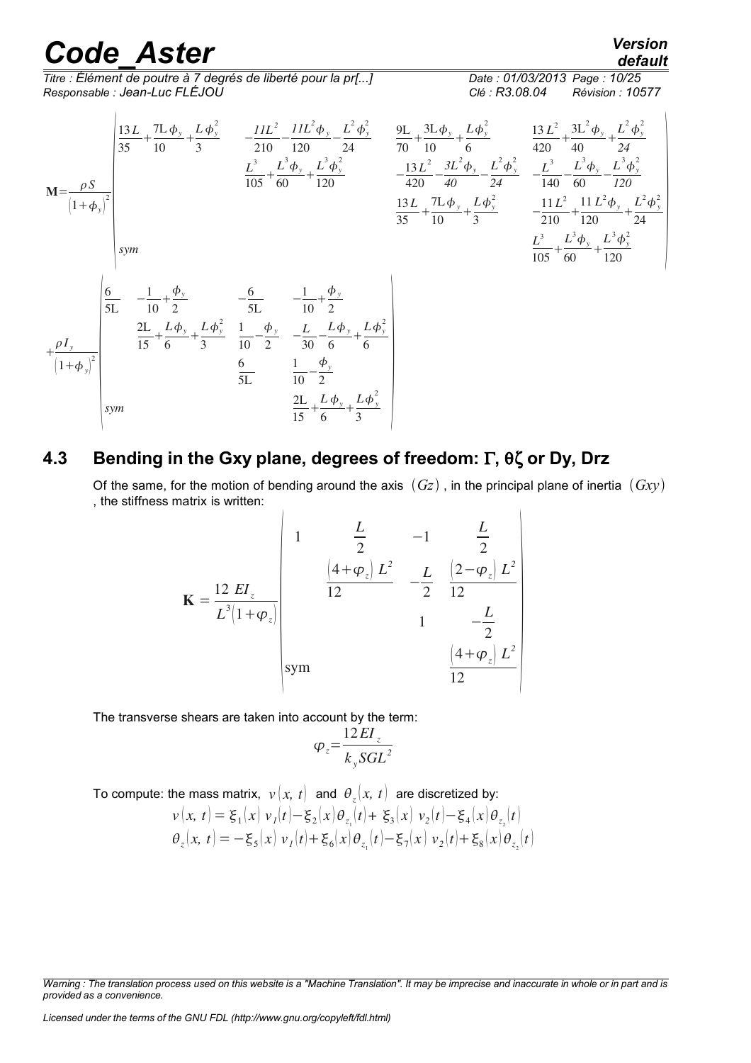$$\mathbf{M}=\frac{\rho S}{\left(1+\phi_y\right)^2}\begin{pmatrix} \frac{13L}{35}+\frac{7L\phi_y}{10}+\frac{L\phi_y^2}{3} & -\frac{11L^2}{210}-\frac{11L^2\phi_y}{120}-\frac{L^2\phi_y^2}{24} & \frac{9L}{70}+\frac{3L\phi_y}{10}+\frac{L\phi_y^2}{6} & \frac{13L^2}{420}+\frac{3L^2\phi_y}{40}+\frac{L^2\phi_y^2}{24} \\ & \frac{L^3}{105}+\frac{L^3\phi_y}{60}+\frac{L^3\phi_y^2}{120} & -\frac{13L^2}{420}-\frac{3L^2\phi_y}{40}-\frac{L^2\phi_y^2}{24} & -\frac{L^3}{140}-\frac{L^3\phi_y}{60}-\frac{L^3\phi_y^2}{120} \\ & & \frac{13L}{35}+\frac{7L\phi_y}{10}+\frac{L\phi_y^2}{3} & -\frac{11L^2}{210}+\frac{11L^2\phi_y}{120}+\frac{L^2\phi_y^2}{24} \\ sym & & & \frac{L^3}{105}+\frac{L^3\phi_y}{60}+\frac{L^3\phi_y^2}{120} \end{pmatrix}$$

$$+\frac{\rho I_y}{\left(1+\phi_y\right)^2}\begin{pmatrix} \frac{6}{5L} & -\frac{1}{10}+\frac{\phi_y}{2} & -\frac{6}{5L} & -\frac{1}{10}+\frac{\phi_y}{2} \\ & \frac{2L}{15}+\frac{L\phi_y}{6}+\frac{L\phi_y^2}{3} & \frac{1}{10}-\frac{\phi_y}{2} & -\frac{L}{30}-\frac{L\phi_y}{6}+\frac{L\phi_y^2}{6} \\ & & \frac{6}{5L} & \frac{1}{10}-\frac{\phi_y}{2} \\ sym & & & \frac{2L}{15}+\frac{L\phi_y}{6}+\frac{L\phi_y^2}{3} \end{pmatrix}$$

## 4.3 Bending in the Gxy plane, degrees of freedom: Γ, θζ or Dy, Drz

Of the same, for the motion of bending around the axis $(Gz)$, in the principal plane of inertia $(Gxy)$, the stiffness matrix is written:

$$\mathbf{K}=\frac{12\,EI_z}{L^3\left(1+\varphi_z\right)}\begin{pmatrix} 1 & \frac{L}{2} & -1 & \frac{L}{2} \\ & \frac{\left(4+\varphi_z\right)L^2}{12} & -\frac{L}{2} & \frac{\left(2-\varphi_z\right)L^2}{12} \\ & & 1 & -\frac{L}{2} \\ \text{sym} & & & \frac{\left(4+\varphi_z\right)L^2}{12} \end{pmatrix}$$

The transverse shears are taken into account by the term:

$$\varphi_z=\frac{12EI_z}{k_y SGL^2}$$

To compute: the mass matrix, $v(x,\,t)$ and $\theta_z(x,\,t)$ are discretized by:

$$v(x,\,t)=\xi_1(x)\,v_1(t)-\xi_2(x)\,\theta_{z_1}(t)+\,\xi_3(x)\,v_2(t)-\xi_4(x)\,\theta_{z_2}(t)$$

$$\theta_z(x,\,t)=-\xi_5(x)\,v_1(t)+\xi_6(x)\,\theta_{z_1}(t)-\xi_7(x)\,v_2(t)+\xi_8(x)\,\theta_{z_2}(t)$$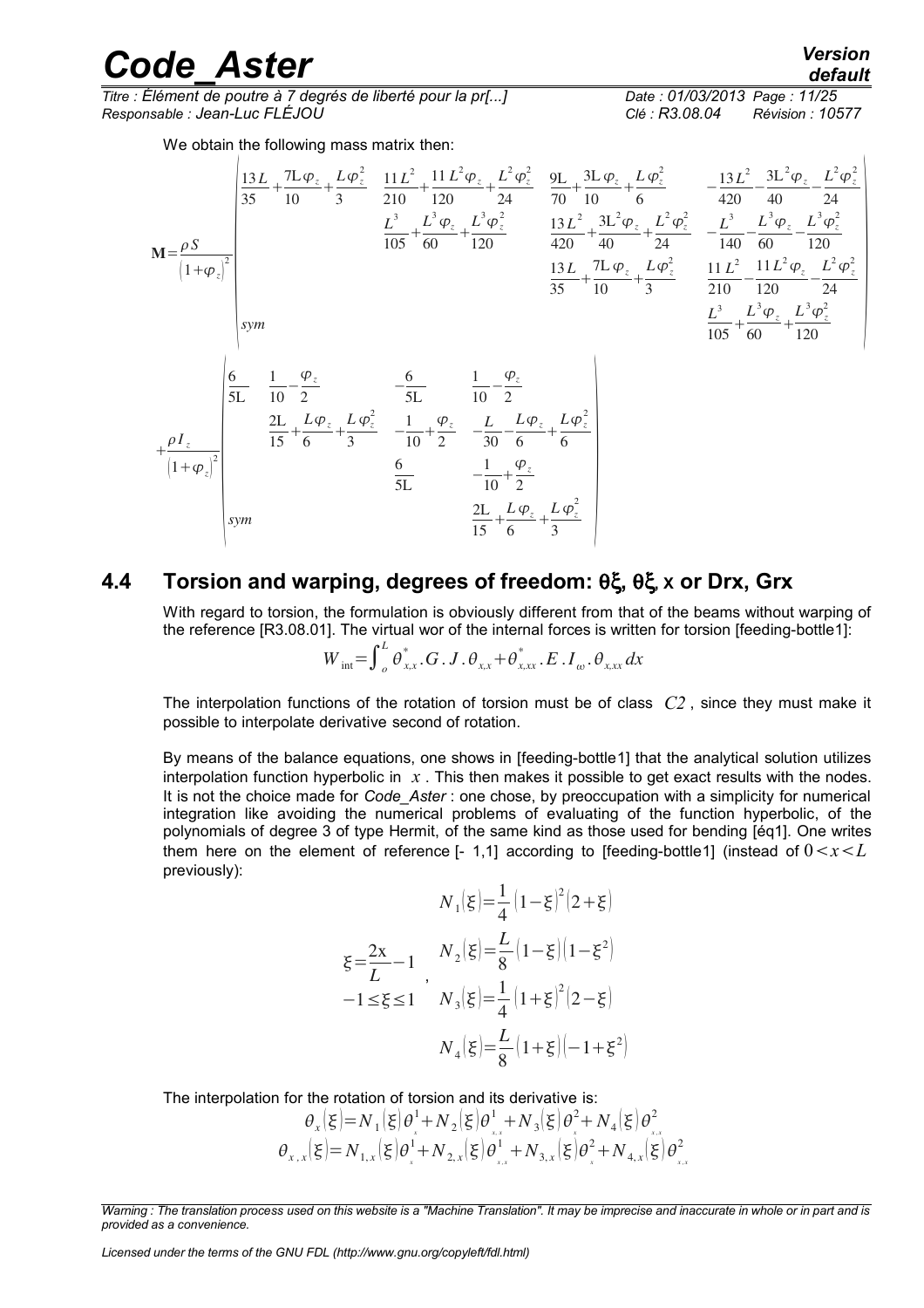We obtain the following mass matrix then:

$$
\mathbf{M}=\frac{\rho S}{\left(1+\varphi_z\right)^2}\begin{pmatrix}
\frac{13L}{35}+\frac{7L\varphi_z}{10}+\frac{L\varphi_z^2}{3} & \frac{11L^2}{210}+\frac{11L^2\varphi_z}{120}+\frac{L^2\varphi_z^2}{24} & \frac{9L}{70}+\frac{3L\varphi_z}{10}+\frac{L\varphi_z^2}{6} & -\frac{13L^2}{420}-\frac{3L^2\varphi_z}{40}-\frac{L^2\varphi_z^2}{24} \\
 & \frac{L^3}{105}+\frac{L^3\varphi_z}{60}+\frac{L^3\varphi_z^2}{120} & \frac{13L^2}{420}+\frac{3L^2\varphi_z}{40}+\frac{L^2\varphi_z^2}{24} & -\frac{L^3}{140}-\frac{L^3\varphi_z}{60}-\frac{L^3\varphi_z^2}{120} \\
 & & \frac{13L}{35}+\frac{7L\varphi_z}{10}+\frac{L\varphi_z^2}{3} & \frac{11L^2}{210}-\frac{11L^2\varphi_z}{120}-\frac{L^2\varphi_z^2}{24} \\
sym & & & \frac{L^3}{105}+\frac{L^3\varphi_z}{60}+\frac{L^3\varphi_z^2}{120}
\end{pmatrix}
$$

$$
+\frac{\rho I_z}{\left(1+\varphi_z\right)^2}\begin{pmatrix}
\frac{6}{5L} & \frac{1}{10}-\frac{\varphi_z}{2} & -\frac{6}{5L} & \frac{1}{10}-\frac{\varphi_z}{2} \\
 & \frac{2L}{15}+\frac{L\varphi_z}{6}+\frac{L\varphi_z^2}{3} & -\frac{1}{10}+\frac{\varphi_z}{2} & -\frac{L}{30}-\frac{L\varphi_z}{6}+\frac{L\varphi_z^2}{6} \\
 & & \frac{6}{5L} & -\frac{1}{10}+\frac{\varphi_z}{2} \\
sym & & & \frac{2L}{15}+\frac{L\varphi_z}{6}+\frac{L\varphi_z^2}{3}
\end{pmatrix}
$$

## 4.4 Torsion and warping, degrees of freedom: θξ, θξ, x or Drx, Grx

With regard to torsion, the formulation is obviously different from that of the beams without warping of the reference [R3.08.01]. The virtual wor of the internal forces is written for torsion [feeding-bottle1]:

$$W_{\mathrm{int}}=\int_o^L \theta_{x,x}^* . G . J . \theta_{x,x}+\theta_{x,xx}^* . E . I_\omega . \theta_{x,xx}\, dx$$

The interpolation functions of the rotation of torsion must be of class $C2$, since they must make it possible to interpolate derivative second of rotation.

By means of the balance equations, one shows in [feeding-bottle1] that the analytical solution utilizes interpolation function hyperbolic in $x$. This then makes it possible to get exact results with the nodes. It is not the choice made for *Code_Aster* : one chose, by preoccupation with a simplicity for numerical integration like avoiding the numerical problems of evaluating of the function hyperbolic, of the polynomials of degree 3 of type Hermit, of the same kind as those used for bending [éq1]. One writes them here on the element of reference [- 1,1] according to [feeding-bottle1] (instead of $0<x<L$ previously):

$$
\xi=\frac{2x}{L}-1, \quad -1\leq\xi\leq 1 \qquad
\begin{aligned}
N_1(\xi)&=\frac{1}{4}(1-\xi)^2(2+\xi)\\
N_2(\xi)&=\frac{L}{8}(1-\xi)\left(1-\xi^2\right)\\
N_3(\xi)&=\frac{1}{4}(1+\xi)^2(2-\xi)\\
N_4(\xi)&=\frac{L}{8}(1+\xi)\left(-1+\xi^2\right)
\end{aligned}
$$

The interpolation for the rotation of torsion and its derivative is:

$$\theta_x(\xi)=N_1(\xi)\theta_x^1+N_2(\xi)\theta_{x,x}^1+N_3(\xi)\theta_x^2+N_4(\xi)\theta_{x,x}^2$$

$$\theta_{x,x}(\xi)=N_{1,x}(\xi)\theta_x^1+N_{2,x}(\xi)\theta_{x,x}^1+N_{3,x}(\xi)\theta_x^2+N_{4,x}(\xi)\theta_{x,x}^2$$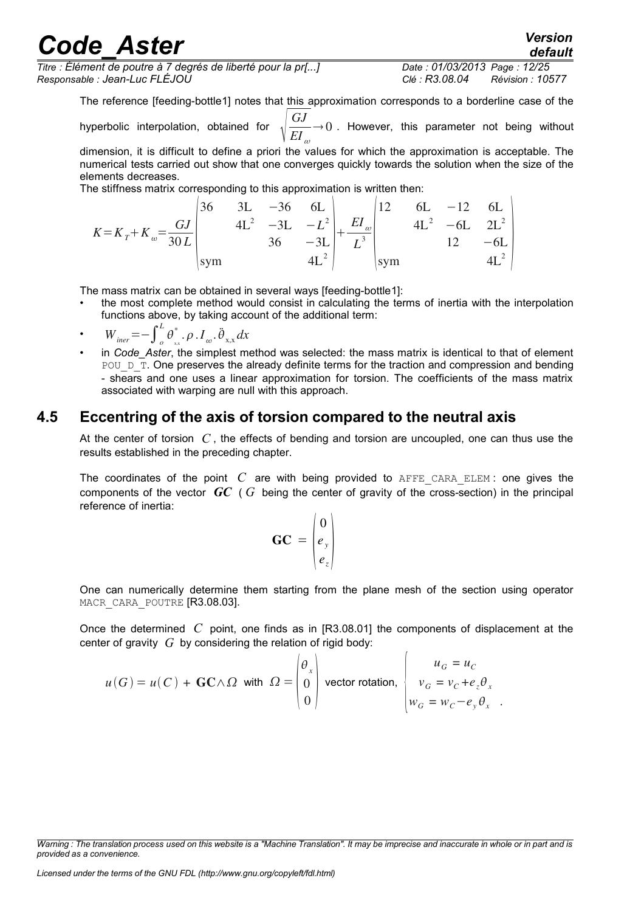The reference [feeding-bottle1] notes that this approximation corresponds to a borderline case of the hyperbolic interpolation, obtained for $\sqrt{\dfrac{GJ}{EI_\omega}} \rightarrow 0$ . However, this parameter not being without dimension, it is difficult to define a priori the values for which the approximation is acceptable. The numerical tests carried out show that one converges quickly towards the solution when the size of the elements decreases.

The stiffness matrix corresponding to this approximation is written then:

$$K = K_T + K_\omega = \frac{GJ}{30\,L}\begin{pmatrix} 36 & 3L & -36 & 6L \\ & 4L^2 & -3L & -L^2 \\ & & 36 & -3L \\ \text{sym} & & & 4L^2 \end{pmatrix} + \frac{EI_\omega}{L^3}\begin{pmatrix} 12 & 6L & -12 & 6L \\ & 4L^2 & -6L & 2L^2 \\ & & 12 & -6L \\ \text{sym} & & & 4L^2 \end{pmatrix}$$

The mass matrix can be obtained in several ways [feeding-bottle1]:

- the most complete method would consist in calculating the terms of inertia with the interpolation functions above, by taking account of the additional term:
- $W_{iner} = -\int_o^L \theta^*_{,x} . \rho . I_\omega . \ddot{\theta}_{,x} dx$
- in *Code_Aster*, the simplest method was selected: the mass matrix is identical to that of element POU_D_T. One preserves the already definite terms for the traction and compression and bending - shears and one uses a linear approximation for torsion. The coefficients of the mass matrix associated with warping are null with this approach.

## 4.5 Eccentring of the axis of torsion compared to the neutral axis

At the center of torsion $C$, the effects of bending and torsion are uncoupled, one can thus use the results established in the preceding chapter.

The coordinates of the point $C$ are with being provided to AFFE_CARA_ELEM : one gives the components of the vector $\mathbf{GC}$ ( $G$ being the center of gravity of the cross-section) in the principal reference of inertia:

$$\mathbf{GC} = \begin{pmatrix} 0 \\ e_y \\ e_z \end{pmatrix}$$

One can numerically determine them starting from the plane mesh of the section using operator MACR_CARA_POUTRE [R3.08.03].

Once the determined $C$ point, one finds as in [R3.08.01] the components of displacement at the center of gravity $G$ by considering the relation of rigid body:

$$u(G) = u(C) + \mathbf{GC} \wedge \Omega \quad \text{with} \quad \Omega = \begin{pmatrix} \theta_x \\ 0 \\ 0 \end{pmatrix} \text{ vector rotation, } \begin{cases} u_G = u_C \\ v_G = v_C + e_z \theta_x \\ w_G = w_C - e_y \theta_x \end{cases} .$$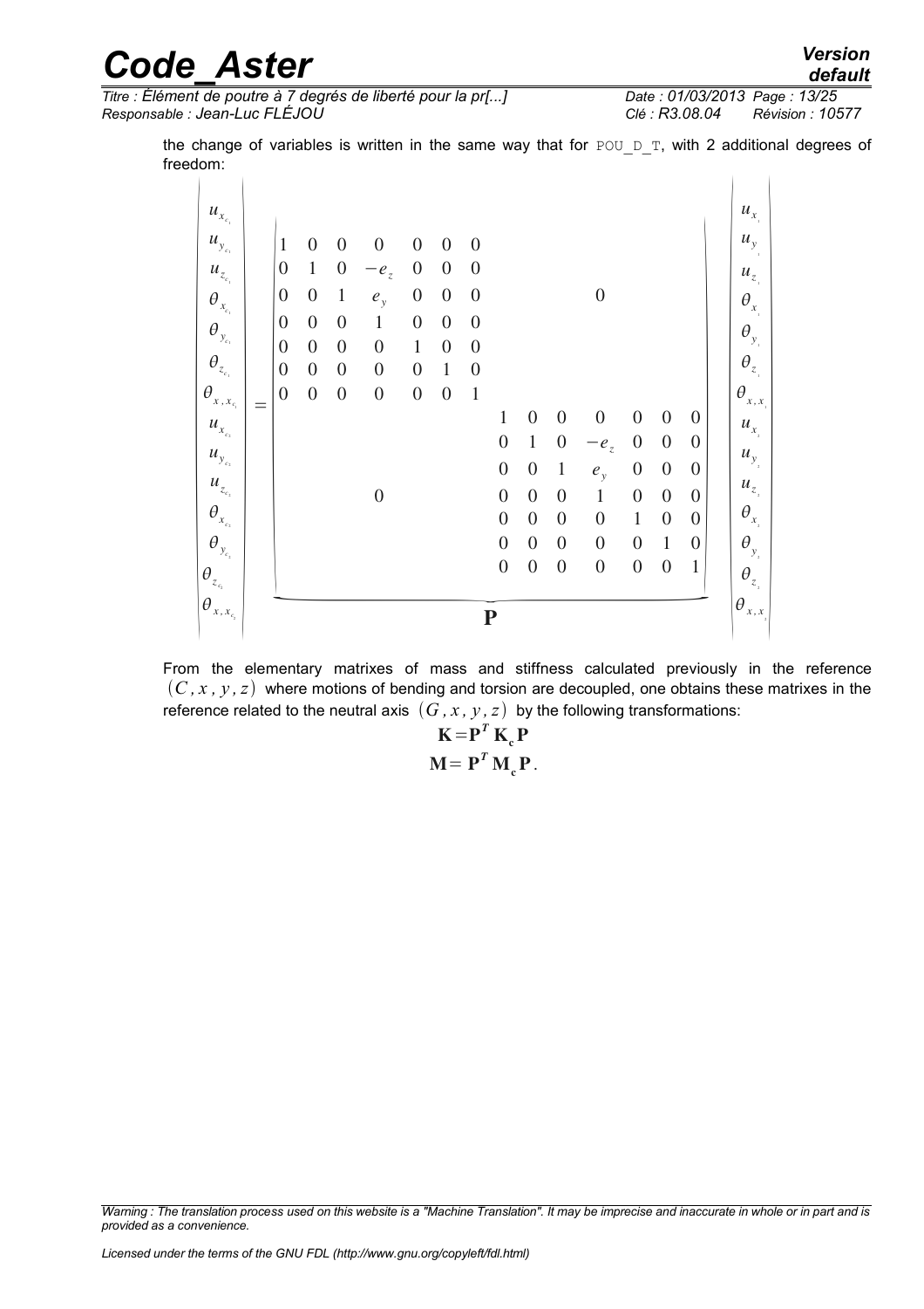the change of variables is written in the same way that for POU_D_T, with 2 additional degrees of freedom:

$$
\begin{Bmatrix}
u_{x_{c_1}} \\ u_{y_{c_1}} \\ u_{z_{c_1}} \\ \theta_{x_{c_1}} \\ \theta_{y_{c_1}} \\ \theta_{z_{c_1}} \\ \theta_{x,x_{c_1}} \\ u_{x_{c_2}} \\ u_{y_{c_2}} \\ u_{z_{c_2}} \\ \theta_{x_{c_2}} \\ \theta_{y_{c_2}} \\ \theta_{z_{c_2}} \\ \theta_{x,x_{c_2}}
\end{Bmatrix}
=
\underbrace{\begin{bmatrix}
1 & 0 & 0 & 0 & 0 & 0 & 0 & & & & & & & \\
0 & 1 & 0 & -e_z & 0 & 0 & 0 & & & & & & & \\
0 & 0 & 1 & e_y & 0 & 0 & 0 & & & & 0 & & & \\
0 & 0 & 0 & 1 & 0 & 0 & 0 & & & & & & & \\
0 & 0 & 0 & 0 & 1 & 0 & 0 & & & & & & & \\
0 & 0 & 0 & 0 & 0 & 1 & 0 & & & & & & & \\
0 & 0 & 0 & 0 & 0 & 0 & 1 & & & & & & & \\
 & & & & & & & 1 & 0 & 0 & 0 & 0 & 0 & 0 \\
 & & & & & & & 0 & 1 & 0 & -e_z & 0 & 0 & 0 \\
 & & & & & & & 0 & 0 & 1 & e_y & 0 & 0 & 0 \\
 & & & 0 & & & & 0 & 0 & 0 & 1 & 0 & 0 & 0 \\
 & & & & & & & 0 & 0 & 0 & 0 & 1 & 0 & 0 \\
 & & & & & & & 0 & 0 & 0 & 0 & 0 & 1 & 0 \\
 & & & & & & & 0 & 0 & 0 & 0 & 0 & 0 & 1
\end{bmatrix}}_{\mathbf{P}}
\begin{Bmatrix}
u_{x_1} \\ u_{y_1} \\ u_{z_1} \\ \theta_{x_1} \\ \theta_{y_1} \\ \theta_{z_1} \\ \theta_{x,x_1} \\ u_{x_2} \\ u_{y_2} \\ u_{z_2} \\ \theta_{x_2} \\ \theta_{y_2} \\ \theta_{z_2} \\ \theta_{x,x_2}
\end{Bmatrix}
$$

From the elementary matrixes of mass and stiffness calculated previously in the reference $(C, x, y, z)$ where motions of bending and torsion are decoupled, one obtains these matrixes in the reference related to the neutral axis $(G, x, y, z)$ by the following transformations:

$$\mathbf{K} = \mathbf{P}^T \mathbf{K_c} \mathbf{P}$$

$$\mathbf{M} = \mathbf{P}^T \mathbf{M_c} \mathbf{P}.$$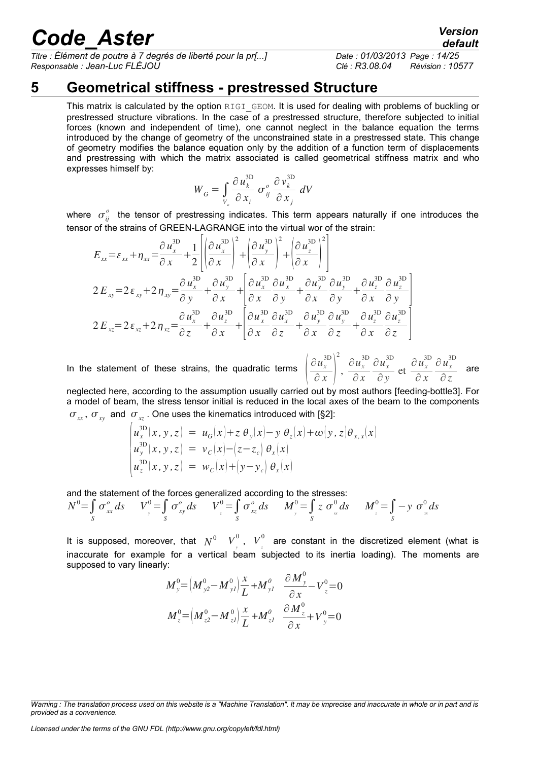# 5 Geometrical stiffness - prestressed Structure

This matrix is calculated by the option RIGI_GEOM. It is used for dealing with problems of buckling or prestressed structure vibrations. In the case of a prestressed structure, therefore subjected to initial forces (known and independent of time), one cannot neglect in the balance equation the terms introduced by the change of geometry of the unconstrained state in a prestressed state. This change of geometry modifies the balance equation only by the addition of a function term of displacements and prestressing with which the matrix associated is called geometrical stiffness matrix and who expresses himself by:

$$W_G = \int_{V_o} \frac{\partial u_k^{3D}}{\partial x_i} \sigma_{ij}^o \frac{\partial v_k^{3D}}{\partial x_j} dV$$

where $\sigma_{ij}^o$ the tensor of prestressing indicates. This term appears naturally if one introduces the tensor of the strains of GREEN-LAGRANGE into the virtual wor of the strain:

$$E_{xx} = \varepsilon_{xx} + \eta_{xx} = \frac{\partial u_x^{3D}}{\partial x} + \frac{1}{2}\left[\left(\frac{\partial u_x^{3D}}{\partial x}\right)^2 + \left(\frac{\partial u_y^{3D}}{\partial x}\right)^2 + \left(\frac{\partial u_z^{3D}}{\partial x}\right)^2\right]$$

$$2E_{xy} = 2\varepsilon_{xy} + 2\eta_{xy} = \frac{\partial u_x^{3D}}{\partial y} + \frac{\partial u_y^{3D}}{\partial x} + \left[\frac{\partial u_x^{3D}}{\partial x}\frac{\partial u_x^{3D}}{\partial y} + \frac{\partial u_y^{3D}}{\partial x}\frac{\partial u_y^{3D}}{\partial y} + \frac{\partial u_z^{3D}}{\partial x}\frac{\partial u_z^{3D}}{\partial y}\right]$$

$$2E_{xz} = 2\varepsilon_{xz} + 2\eta_{xz} = \frac{\partial u_x^{3D}}{\partial z} + \frac{\partial u_z^{3D}}{\partial x} + \left[\frac{\partial u_x^{3D}}{\partial x}\frac{\partial u_x^{3D}}{\partial z} + \frac{\partial u_y^{3D}}{\partial x}\frac{\partial u_y^{3D}}{\partial z} + \frac{\partial u_z^{3D}}{\partial x}\frac{\partial u_z^{3D}}{\partial z}\right]$$

In the statement of these strains, the quadratic terms $\left(\frac{\partial u_x^{3D}}{\partial x}\right)^2$, $\frac{\partial u_x^{3D}}{\partial x}\frac{\partial u_x^{3D}}{\partial y}$ et $\frac{\partial u_x^{3D}}{\partial x}\frac{\partial u_x^{3D}}{\partial z}$ are neglected here, according to the assumption usually carried out by most authors [feeding-bottle3]. For a model of beam, the stress tensor initial is reduced in the local axes of the beam to the components $\sigma_{xx}$, $\sigma_{xy}$ and $\sigma_{xz}$. One uses the kinematics introduced with [§2]:

$$\begin{cases} u_x^{3D}(x,y,z) &= u_G(x) + z\,\theta_y(x) - y\,\theta_z(x) + \omega(y,z)\theta_{x,x}(x) \\ u_y^{3D}(x,y,z) &= v_C(x) - (z - z_c)\,\theta_x(x) \\ u_z^{3D}(x,y,z) &= w_C(x) + (y - y_c)\,\theta_x(x) \end{cases}$$

and the statement of the forces generalized according to the stresses:

$$N^0 = \int_S \sigma_{xx}^o ds \qquad V_y^0 = \int_S \sigma_{xy}^o ds \qquad V_z^0 = \int_S \sigma_{xz}^o ds \qquad M_y^0 = \int_S z\,\sigma_{xx}^0 ds \qquad M_z^0 = \int_S -y\,\sigma_{xx}^0 ds$$

It is supposed, moreover, that $N^0$ $V_y^0$, $V_z^0$ are constant in the discretized element (what is inaccurate for example for a vertical beam subjected to its inertia loading). The moments are supposed to vary linearly:

$$M_y^0 = \left(M_{y2}^0 - M_{y1}^0\right)\frac{x}{L} + M_{y1}^0 \quad \frac{\partial M_y^0}{\partial x} - V_z^0 = 0$$

$$M_z^0 = \left(M_{z2}^0 - M_{z1}^0\right)\frac{x}{L} + M_{z1}^0 \quad \frac{\partial M_z^0}{\partial x} + V_y^0 = 0$$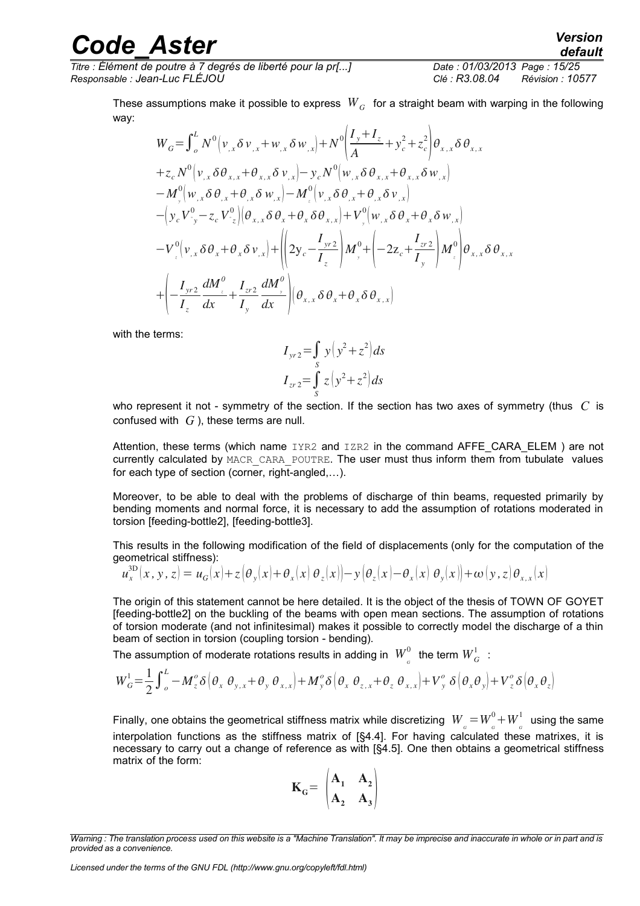These assumptions make it possible to express $W_G$ for a straight beam with warping in the following way:

$$
\begin{aligned}
W_G = \int_o^L & N^0\left(v_{,x}\delta v_{,x} + w_{,x}\delta w_{,x}\right) + N^0\left(\frac{I_y + I_z}{A} + y_c^2 + z_c^2\right)\theta_{x,x}\delta\theta_{x,x} \\
& + z_c N^0\left(v_{,x}\delta\theta_{x,x} + \theta_{x,x}\delta v_{,x}\right) - y_c N^0\left(w_{,x}\delta\theta_{x,x} + \theta_{x,x}\delta w_{,x}\right) \\
& - M_y^0\left(w_{,x}\delta\theta_{,x} + \theta_{,x}\delta w_{,x}\right) - M_z^0\left(v_{,x}\delta\theta_{,x} + \theta_{,x}\delta v_{,x}\right) \\
& - \left(y_c V_y^0 - z_c V_z^0\right)\left(\theta_{x,x}\delta\theta_x + \theta_x\delta\theta_{x,x}\right) + V_y^0\left(w_{,x}\delta\theta_x + \theta_x\delta w_{,x}\right) \\
& - V_z^0\left(v_{,x}\delta\theta_x + \theta_x\delta v_{,x}\right) + \left(\left(2y_c - \frac{I_{yr2}}{I_z}\right)M_y^0 + \left(-2z_c + \frac{I_{zr2}}{I_y}\right)M_z^0\right)\theta_{x,x}\delta\theta_{x,x} \\
& + \left(-\frac{I_{yr2}}{I_z}\frac{dM_z^0}{dx} + \frac{I_{zr2}}{I_y}\frac{dM_y^0}{dx}\right)\left(\theta_{x,x}\delta\theta_x + \theta_x\delta\theta_{x,x}\right)
\end{aligned}
$$

with the terms:

$$
I_{yr2} = \int_S y\left(y^2 + z^2\right)ds
$$

$$
I_{zr2} = \int_S z\left(y^2 + z^2\right)ds
$$

who represent it not - symmetry of the section. If the section has two axes of symmetry (thus $C$ is confused with $G$), these terms are null.

Attention, these terms (which name IYR2 and IZR2 in the command AFFE_CARA_ELEM ) are not currently calculated by MACR_CARA_POUTRE. The user must thus inform them from tubulate values for each type of section (corner, right-angled,…).

Moreover, to be able to deal with the problems of discharge of thin beams, requested primarily by bending moments and normal force, it is necessary to add the assumption of rotations moderated in torsion [feeding-bottle2], [feeding-bottle3].

This results in the following modification of the field of displacements (only for the computation of the geometrical stiffness):

$$
u_x^{3D}(x,y,z) = u_G(x) + z\left(\theta_y(x) + \theta_x(x)\,\theta_z(x)\right) - y\left(\theta_z(x) - \theta_x(x)\,\theta_y(x)\right) + \omega(y,z)\,\theta_{x,x}(x)
$$

The origin of this statement cannot be here detailed. It is the object of the thesis of TOWN OF GOYET [feeding-bottle2] on the buckling of the beams with open mean sections. The assumption of rotations of torsion moderate (and not infinitesimal) makes it possible to correctly model the discharge of a thin beam of section in torsion (coupling torsion - bending).

The assumption of moderate rotations results in adding in $W_G^0$ the term $W_G^1$ :

$$
W_G^1 = \frac{1}{2}\int_o^L -M_z^o\,\delta\left(\theta_x\,\theta_{y,x} + \theta_y\,\theta_{x,x}\right) + M_y^o\,\delta\left(\theta_x\,\theta_{z,x} + \theta_z\,\theta_{x,x}\right) + V_y^o\,\delta\left(\theta_x\theta_y\right) + V_z^o\,\delta\left(\theta_x\theta_z\right)
$$

Finally, one obtains the geometrical stiffness matrix while discretizing $W_G = W_G^0 + W_G^1$ using the same interpolation functions as the stiffness matrix of [§4.4]. For having calculated these matrixes, it is necessary to carry out a change of reference as with [§4.5]. One then obtains a geometrical stiffness matrix of the form:

$$
\mathbf{K_G} = \begin{pmatrix} \mathbf{A_1} & \mathbf{A_2} \\ \mathbf{A_2} & \mathbf{A_3} \end{pmatrix}
$$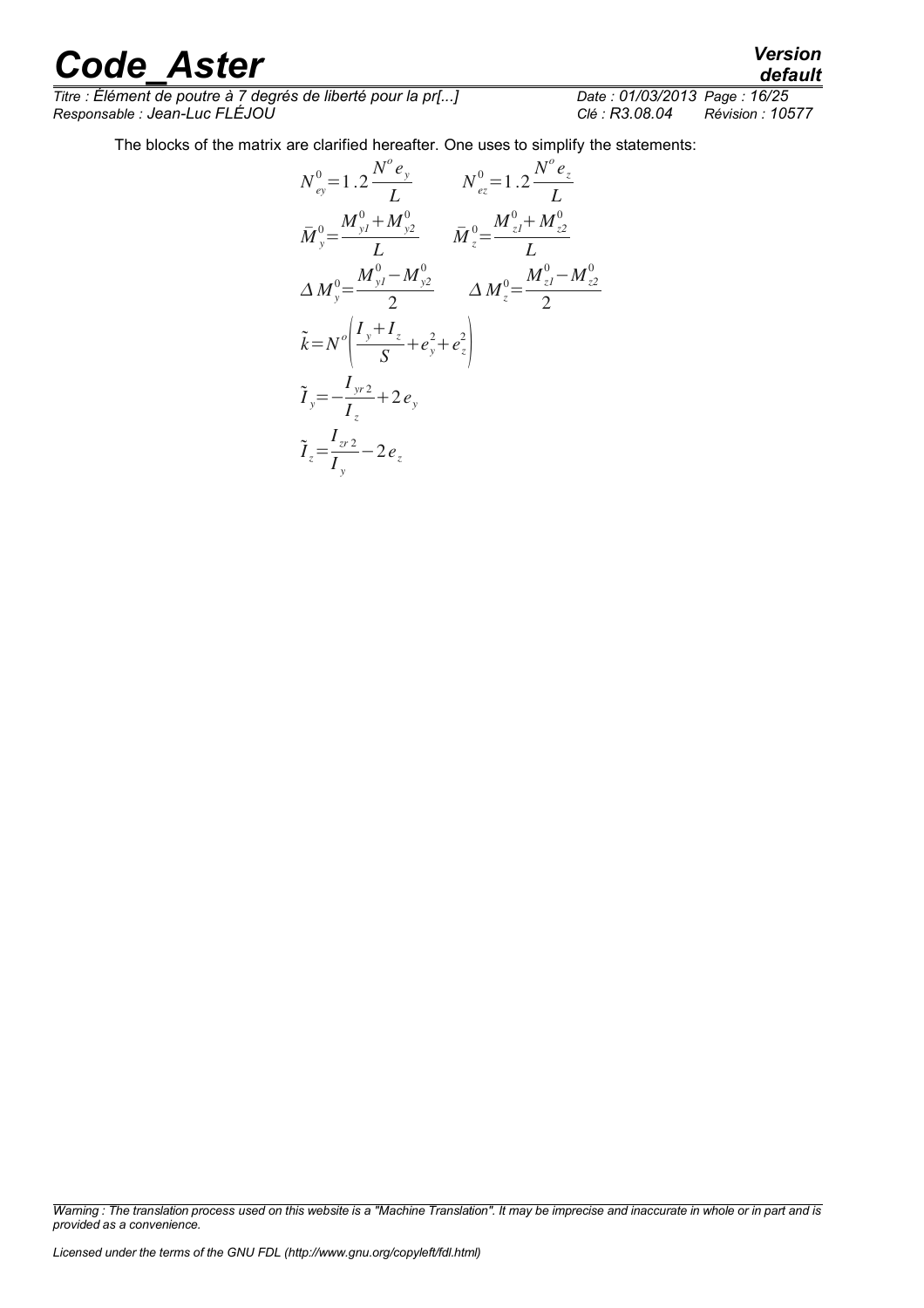The blocks of the matrix are clarified hereafter. One uses to simplify the statements:

$$N_{ey}^{0}=1.2\frac{N^{o}e_{y}}{L} \qquad N_{ez}^{0}=1.2\frac{N^{o}e_{z}}{L}$$

$$\bar{M}_{y}^{0}=\frac{M_{y1}^{0}+M_{y2}^{0}}{L} \qquad \bar{M}_{z}^{0}=\frac{M_{z1}^{0}+M_{z2}^{0}}{L}$$

$$\Delta M_{y}^{0}=\frac{M_{y1}^{0}-M_{y2}^{0}}{2} \qquad \Delta M_{z}^{0}=\frac{M_{z1}^{0}-M_{z2}^{0}}{2}$$

$$\tilde{k}=N^{o}\left(\frac{I_{y}+I_{z}}{S}+e_{y}^{2}+e_{z}^{2}\right)$$

$$\tilde{I}_{y}=-\frac{I_{yr2}}{I_{z}}+2e_{y}$$

$$\tilde{I}_{z}=\frac{I_{zr2}}{I_{y}}-2e_{z}$$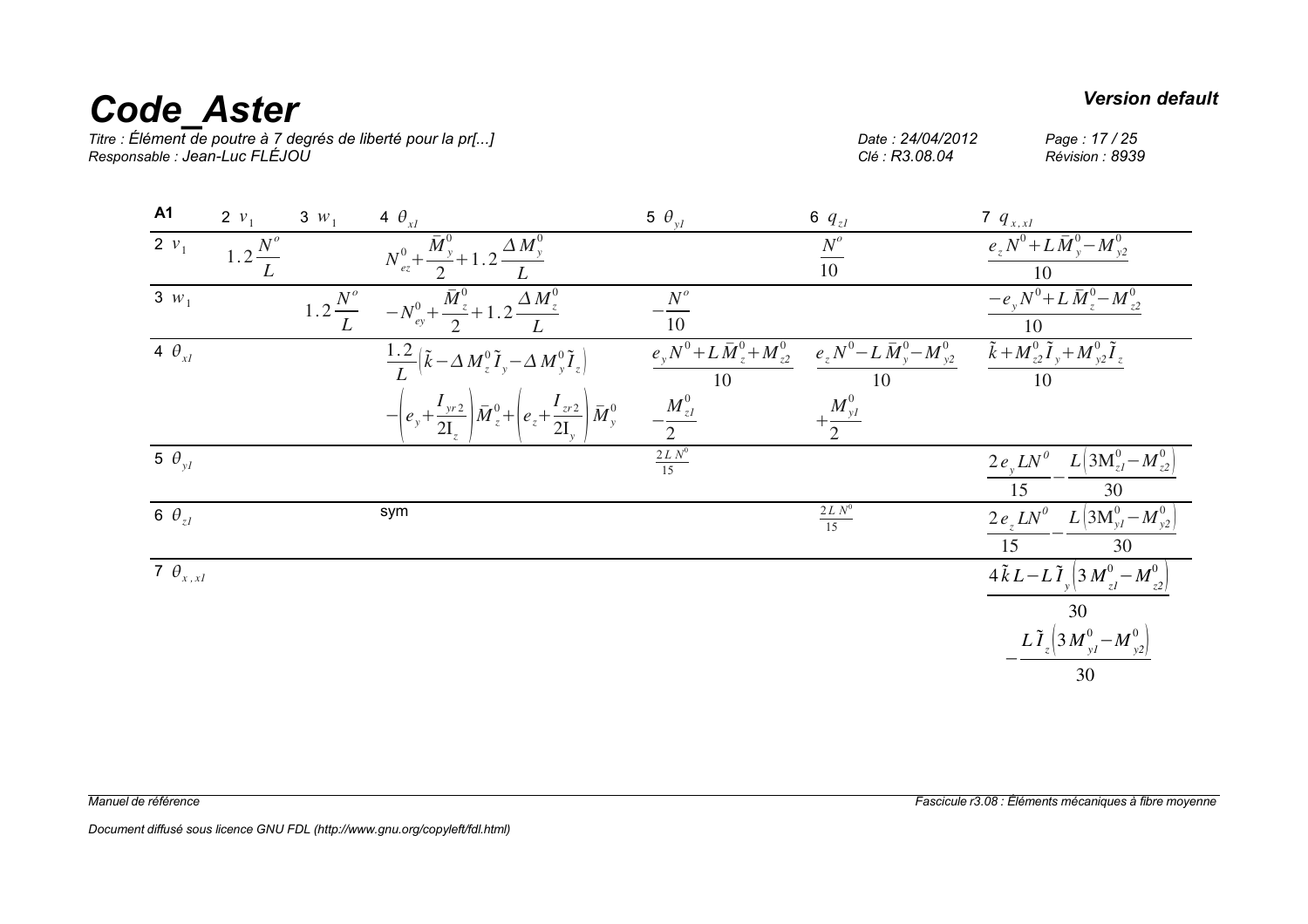| A1 | 2 $v_1$ | 3 $w_1$ | 4 $\theta_{x1}$ | 5 $\theta_{y1}$ | 6 $q_{z1}$ | 7 $q_{x,x1}$ |
|---|---|---|---|---|---|---|
| 2 $v_1$ | $1.2\dfrac{N^o}{L}$ | | $N^0_{ez}+\dfrac{\bar{M}^0_y}{2}+1.2\dfrac{\Delta M^0_y}{L}$ | | $\dfrac{N^o}{10}$ | $\dfrac{e_z N^0+L\bar{M}^0_y-M^0_{y2}}{10}$ |
| 3 $w_1$ | | $1.2\dfrac{N^o}{L}$ | $-N^0_{ey}+\dfrac{\bar{M}^0_z}{2}+1.2\dfrac{\Delta M^0_z}{L}$ | $-\dfrac{N^o}{10}$ | | $\dfrac{-e_y N^0+L\bar{M}^0_z-M^0_{z2}}{10}$ |
| 4 $\theta_{x1}$ | | | $\dfrac{1.2}{L}\left(\tilde{k}-\Delta M^0_z\tilde{I}_y-\Delta M^0_y\tilde{I}_z\right)$ $-\left(e_y+\dfrac{I_{yr2}}{2I_z}\right)\bar{M}^0_z+\left(e_z+\dfrac{I_{zr2}}{2I_y}\right)\bar{M}^0_y$ | $\dfrac{e_y N^0+L\bar{M}^0_z+M^0_{z2}}{10}$ $-\dfrac{M^0_{z1}}{2}$ | $\dfrac{e_z N^0-L\bar{M}^0_y-M^0_{y2}}{10}$ $+\dfrac{M^0_{y1}}{2}$ | $\dfrac{\tilde{k}+M^0_{z2}\tilde{I}_y+M^0_{y2}\tilde{I}_z}{10}$ |
| 5 $\theta_{y1}$ | | | | $\frac{2LN^0}{15}$ | | $\dfrac{2e_y LN^0}{15}-\dfrac{L\left(3M^0_{z1}-M^0_{z2}\right)}{30}$ |
| 6 $\theta_{z1}$ | | | sym | | $\frac{2LN^0}{15}$ | $\dfrac{2e_z LN^0}{15}-\dfrac{L\left(3M^0_{y1}-M^0_{y2}\right)}{30}$ |
| 7 $\theta_{x,x1}$ | | | | | | $\dfrac{4\tilde{k}L-L\tilde{I}_y\left(3M^0_{z1}-M^0_{z2}\right)}{30}$ $-\dfrac{L\tilde{I}_z\left(3M^0_{y1}-M^0_{y2}\right)}{30}$ |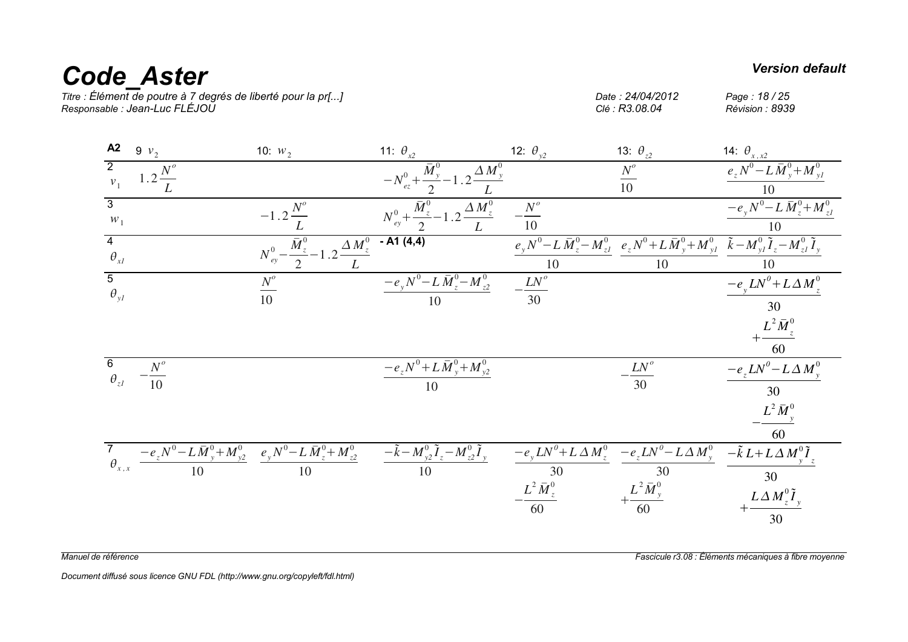| A2 | 9 $v_2$ | 10: $w_2$ | 11: $\theta_{x2}$ | 12: $\theta_{y2}$ | 13: $\theta_{z2}$ | 14: $\theta_{x,x2}$ |
|---|---|---|---|---|---|---|
| 2 $v_1$ | $1.2\dfrac{N^o}{L}$ | | $-N_{ez}^0+\dfrac{\bar{M}_y^0}{2}-1.2\dfrac{\Delta M_y^0}{L}$ | | $\dfrac{N^o}{10}$ | $\dfrac{e_z N^0-L\bar{M}_y^0+M_{y1}^0}{10}$ |
| 3 $w_1$ | | $-1.2\dfrac{N^o}{L}$ | $N_{ey}^0+\dfrac{\bar{M}_z^0}{2}-1.2\dfrac{\Delta M_z^0}{L}$ | $-\dfrac{N^o}{10}$ | | $\dfrac{-e_y N^0-L\bar{M}_z^0+M_{z1}^0}{10}$ |
| 4 $\theta_{x1}$ | | $N_{ey}^0-\dfrac{\bar{M}_z^0}{2}-1.2\dfrac{\Delta M_z^0}{L}$ | - A1 (4,4) | $\dfrac{e_y N^0-L\bar{M}_z^0-M_{z1}^0}{10}$ | $\dfrac{e_z N^0+L\bar{M}_y^0+M_{y1}^0}{10}$ | $\dfrac{\tilde{k}-M_{y1}^0\tilde{I}_z-M_{z1}^0\tilde{I}_y}{10}$ |
| 5 $\theta_{y1}$ | | $\dfrac{N^o}{10}$ | $\dfrac{-e_y N^0-L\bar{M}_z^0-M_{z2}^0}{10}$ | $-\dfrac{LN^o}{30}$ | | $\dfrac{-e_y LN^0+L\Delta M_z^0}{30}+\dfrac{L^2\bar{M}_z^0}{60}$ |
| 6 $\theta_{z1}$ | $-\dfrac{N^o}{10}$ | | $\dfrac{-e_z N^0+L\bar{M}_y^0+M_{y2}^0}{10}$ | | $-\dfrac{LN^o}{30}$ | $\dfrac{-e_z LN^0-L\Delta M_y^0}{30}-\dfrac{L^2\bar{M}_y^0}{60}$ |
| 7 $\theta_{x,x}$ | $\dfrac{-e_z N^0-L\bar{M}_y^0+M_{y2}^0}{10}$ | $\dfrac{e_y N^0-L\bar{M}_z^0+M_{z2}^0}{10}$ | $\dfrac{-\tilde{k}-M_{y2}^0\tilde{I}_z-M_{z2}^0\tilde{I}_y}{10}$ | $\dfrac{-e_y LN^0+L\Delta M_z^0}{30}-\dfrac{L^2\bar{M}_z^0}{60}$ | $\dfrac{-e_z LN^0-L\Delta M_y^0}{30}+\dfrac{L^2\bar{M}_y^0}{60}$ | $\dfrac{-\tilde{k}L+L\Delta M_y^0\tilde{I}_z}{30}+\dfrac{L\Delta M_z^0\tilde{I}_y}{30}$ |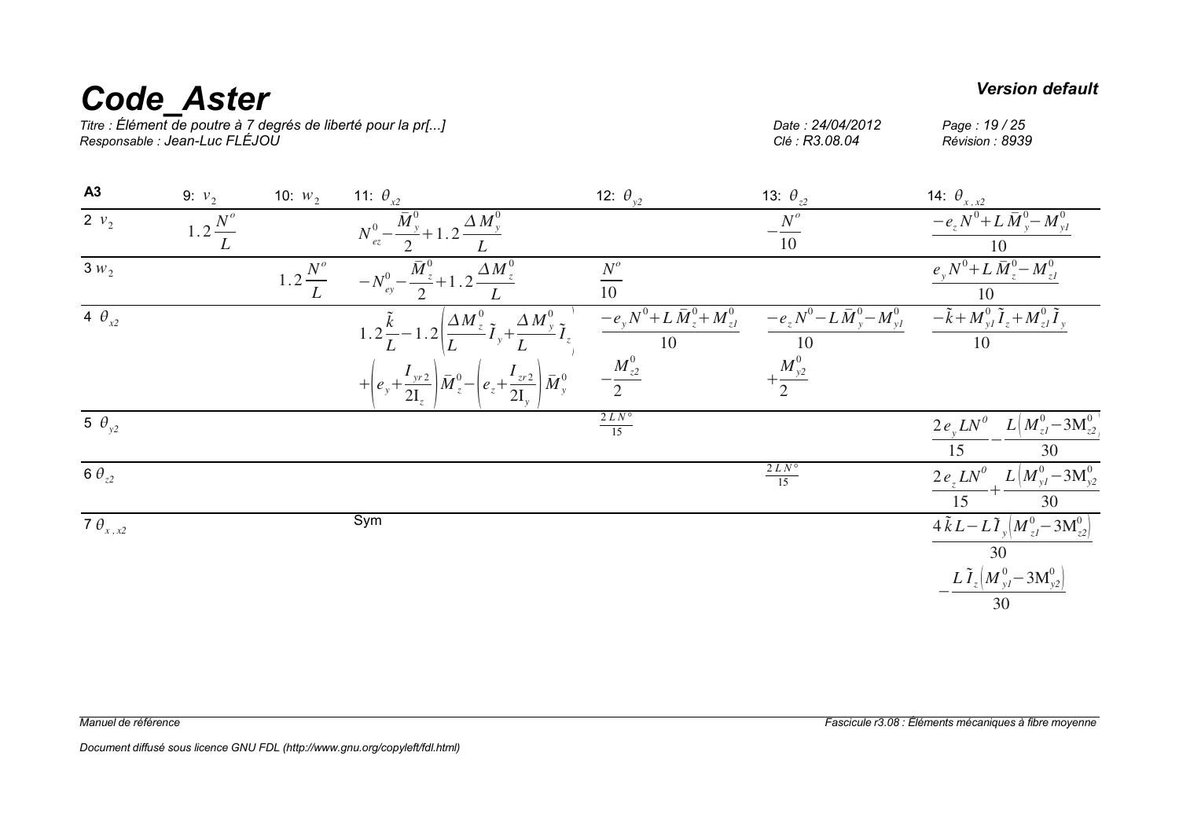| A3 | 9: $v_2$ | 10: $w_2$ | 11: $\theta_{x2}$ | 12: $\theta_{y2}$ | 13: $\theta_{z2}$ | 14: $\theta_{x,x2}$ |
|---|---|---|---|---|---|---|
| 2 $v_2$ | $1.2\dfrac{N^o}{L}$ | | $N_{ez}^0-\dfrac{\bar{M}_y^0}{2}+1.2\dfrac{\Delta M_y^0}{L}$ | | $-\dfrac{N^o}{10}$ | $\dfrac{-e_z N^0+L\bar{M}_y^0-M_{y1}^0}{10}$ |
| 3 $w_2$ | | $1.2\dfrac{N^o}{L}$ | $-N_{ey}^0-\dfrac{\bar{M}_z^0}{2}+1.2\dfrac{\Delta M_z^0}{L}$ | $\dfrac{N^o}{10}$ | | $\dfrac{e_y N^0+L\bar{M}_z^0-M_{z1}^0}{10}$ |
| 4 $\theta_{x2}$ | | | $1.2\dfrac{\tilde{k}}{L}-1.2\left(\dfrac{\Delta M_z^0}{L}\tilde{I}_y+\dfrac{\Delta M_y^0}{L}\tilde{I}_z\right)$ $+\left(e_y+\dfrac{I_{yr2}}{2I_z}\right)\bar{M}_z^0-\left(e_z+\dfrac{I_{zr2}}{2I_y}\right)\bar{M}_y^0$ | $\dfrac{-e_y N^0+L\bar{M}_z^0+M_{z1}^0}{10}$ $-\dfrac{M_{z2}^0}{2}$ | $\dfrac{-e_z N^0-L\bar{M}_y^0-M_{y1}^0}{10}$ $+\dfrac{M_{y2}^0}{2}$ | $\dfrac{-\tilde{k}+M_{y1}^0\tilde{I}_z+M_{z1}^0\tilde{I}_y}{10}$ |
| 5 $\theta_{y2}$ | | | | $\frac{2LN^\circ}{15}$ | | $\dfrac{2e_y LN^0}{15}-\dfrac{L\left(M_{z1}^0-3M_{z2}^0\right)}{30}$ |
| 6 $\theta_{z2}$ | | | | | $\frac{2LN^\circ}{15}$ | $\dfrac{2e_z LN^0}{15}+\dfrac{L\left(M_{y1}^0-3M_{y2}^0\right)}{30}$ |
| 7 $\theta_{x,x2}$ | | | Sym | | | $\dfrac{4\tilde{k}L-L\tilde{I}_y\left(M_{z1}^0-3M_{z2}^0\right)}{30}$ $-\dfrac{L\tilde{I}_z\left(M_{y1}^0-3M_{y2}^0\right)}{30}$ |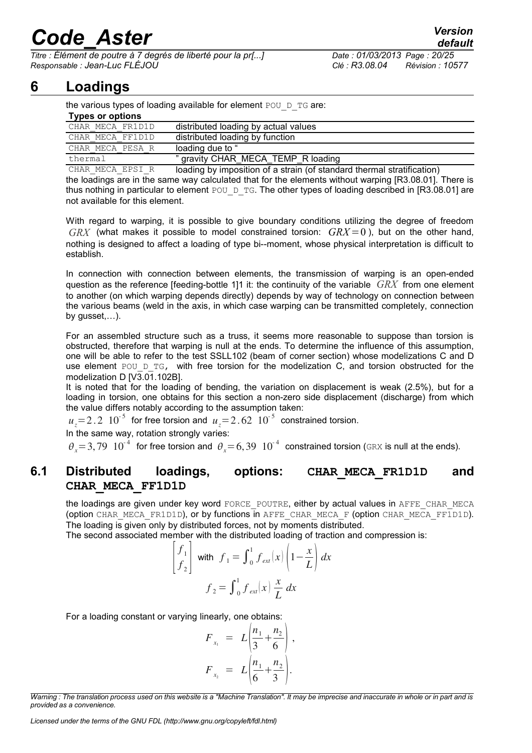# 6 Loadings

the various types of loading available for element POU_D_TG are:

| Types or options | |
|---|---|
| CHAR_MECA_FR1D1D | distributed loading by actual values |
| CHAR_MECA_FF1D1D | distributed loading by function |
| CHAR_MECA_PESA_R | loading due to " |
| thermal | " gravity CHAR_MECA_TEMP_R loading |
| CHAR_MECA_EPSI_R | loading by imposition of a strain (of standard thermal stratification) |

the loadings are in the same way calculated that for the elements without warping [R3.08.01]. There is thus nothing in particular to element POU_D_TG. The other types of loading described in [R3.08.01] are not available for this element.

With regard to warping, it is possible to give boundary conditions utilizing the degree of freedom $GRX$ (what makes it possible to model constrained torsion: $GRX=0$ ), but on the other hand, nothing is designed to affect a loading of type bi--moment, whose physical interpretation is difficult to establish.

In connection with connection between elements, the transmission of warping is an open-ended question as the reference [feeding-bottle 1]1 it: the continuity of the variable $GRX$ from one element to another (on which warping depends directly) depends by way of technology on connection between the various beams (weld in the axis, in which case warping can be transmitted completely, connection by gusset,…).

For an assembled structure such as a truss, it seems more reasonable to suppose than torsion is obstructed, therefore that warping is null at the ends. To determine the influence of this assumption, one will be able to refer to the test SSLL102 (beam of corner section) whose modelizations C and D use element POU_D_TG, with free torsion for the modelization C, and torsion obstructed for the modelization D [V3.01.102B].

It is noted that for the loading of bending, the variation on displacement is weak (2.5%), but for a loading in torsion, one obtains for this section a non-zero side displacement (discharge) from which the value differs notably according to the assumption taken:

$u_z = 2.2\ 10^{-5}$ for free torsion and $u_z = 2.62\ 10^{-5}$ constrained torsion.

In the same way, rotation strongly varies:

$\theta_x = 3,79\ 10^{-4}$ for free torsion and $\theta_x = 6,39\ 10^{-4}$ constrained torsion (GRX is null at the ends).

## 6.1 Distributed loadings, options: CHAR_MECA_FR1D1D and CHAR_MECA_FF1D1D

the loadings are given under key word FORCE_POUTRE, either by actual values in AFFE_CHAR_MECA (option CHAR_MECA_FR1D1D), or by functions in AFFE_CHAR_MECA_F (option CHAR_MECA_FF1D1D). The loading is given only by distributed forces, not by moments distributed.

The second associated member with the distributed loading of traction and compression is:

$$\begin{bmatrix} f_1 \\ f_2 \end{bmatrix} \text{ with } f_1 = \int_0^1 f_{ext}(x) \left(1 - \frac{x}{L}\right) dx$$

$$f_2 = \int_0^1 f_{ext}(x) \frac{x}{L} dx$$

For a loading constant or varying linearly, one obtains:

$$F_{x_1} = L\left(\frac{n_1}{3} + \frac{n_2}{6}\right),$$

$$F_{x_2} = L\left(\frac{n_1}{6} + \frac{n_2}{3}\right).$$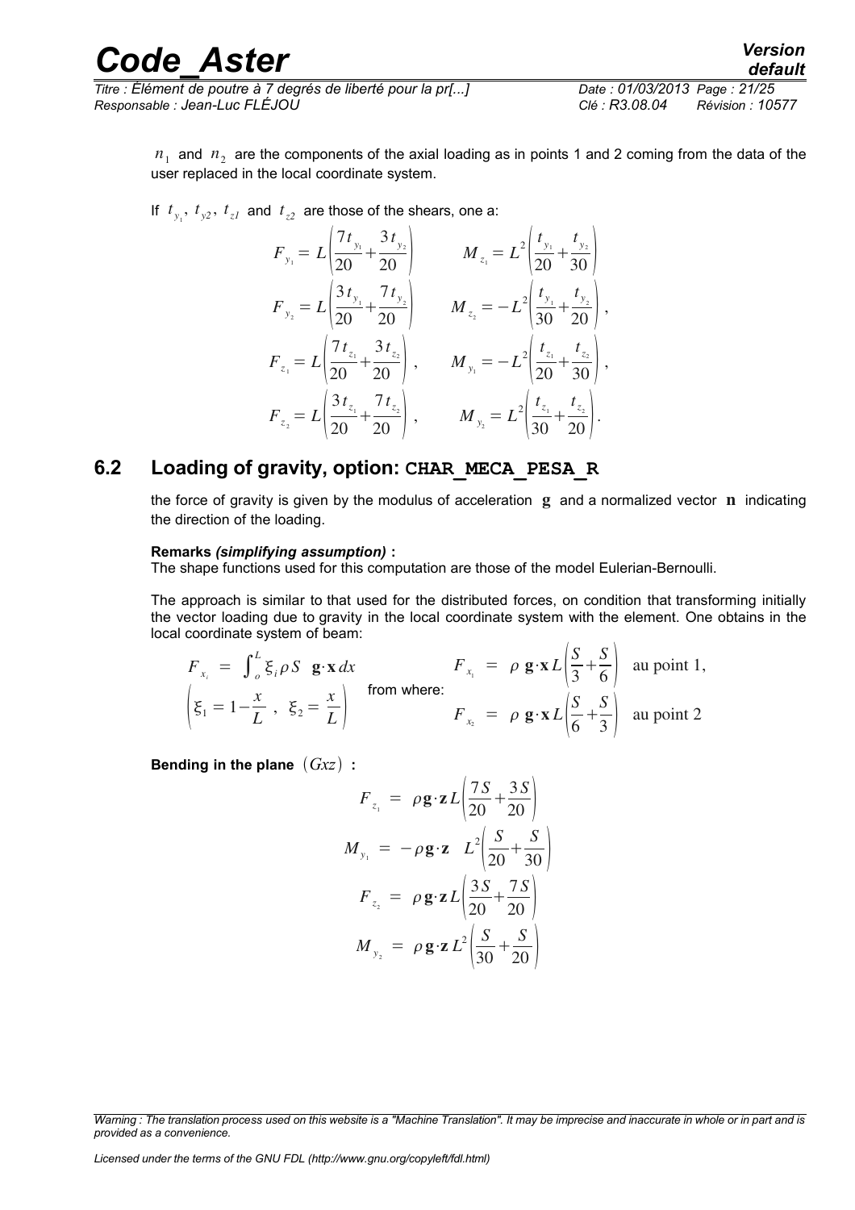$n_1$ and $n_2$ are the components of the axial loading as in points 1 and 2 coming from the data of the user replaced in the local coordinate system.

If $t_{y_1}$, $t_{y2}$, $t_{z1}$ and $t_{z2}$ are those of the shears, one a:

$$F_{y_1} = L\left(\frac{7t_{y_1}}{20}+\frac{3t_{y_2}}{20}\right) \qquad M_{z_1} = L^2\left(\frac{t_{y_1}}{20}+\frac{t_{y_2}}{30}\right)$$

$$F_{y_2} = L\left(\frac{3t_{y_1}}{20}+\frac{7t_{y_2}}{20}\right) \qquad M_{z_2} = -L^2\left(\frac{t_{y_1}}{30}+\frac{t_{y_2}}{20}\right),$$

$$F_{z_1} = L\left(\frac{7t_{z_1}}{20}+\frac{3t_{z_2}}{20}\right), \qquad M_{y_1} = -L^2\left(\frac{t_{z_1}}{20}+\frac{t_{z_2}}{30}\right),$$

$$F_{z_2} = L\left(\frac{3t_{z_1}}{20}+\frac{7t_{z_2}}{20}\right), \qquad M_{y_2} = L^2\left(\frac{t_{z_1}}{30}+\frac{t_{z_2}}{20}\right).$$

## 6.2 Loading of gravity, option: CHAR_MECA_PESA_R

the force of gravity is given by the modulus of acceleration $\mathbf{g}$ and a normalized vector $\mathbf{n}$ indicating the direction of the loading.

**Remarks *(simplifying assumption)* :**
The shape functions used for this computation are those of the model Eulerian-Bernoulli.

The approach is similar to that used for the distributed forces, on condition that transforming initially the vector loading due to gravity in the local coordinate system with the element. One obtains in the local coordinate system of beam:

$$F_{x_i} = \int_o^L \xi_i \rho S \;\; \mathbf{g}\cdot\mathbf{x}\, dx \qquad \left(\xi_1 = 1-\frac{x}{L}\;,\;\; \xi_2 = \frac{x}{L}\right)$$

from where:

$$F_{x_1} = \rho\; \mathbf{g}\cdot\mathbf{x}\, L\left(\frac{S}{3}+\frac{S}{6}\right) \quad \text{au point 1,}$$

$$F_{x_2} = \rho\; \mathbf{g}\cdot\mathbf{x}\, L\left(\frac{S}{6}+\frac{S}{3}\right) \quad \text{au point 2}$$

**Bending in the plane $(Gxz)$ :**

$$F_{z_1} = \rho\mathbf{g}\cdot\mathbf{z}\, L\left(\frac{7S}{20}+\frac{3S}{20}\right)$$

$$M_{y_1} = -\rho\mathbf{g}\cdot\mathbf{z}\;\; L^2\left(\frac{S}{20}+\frac{S}{30}\right)$$

$$F_{z_2} = \rho\,\mathbf{g}\cdot\mathbf{z}\, L\left(\frac{3S}{20}+\frac{7S}{20}\right)$$

$$M_{y_2} = \rho\,\mathbf{g}\cdot\mathbf{z}\, L^2\left(\frac{S}{30}+\frac{S}{20}\right)$$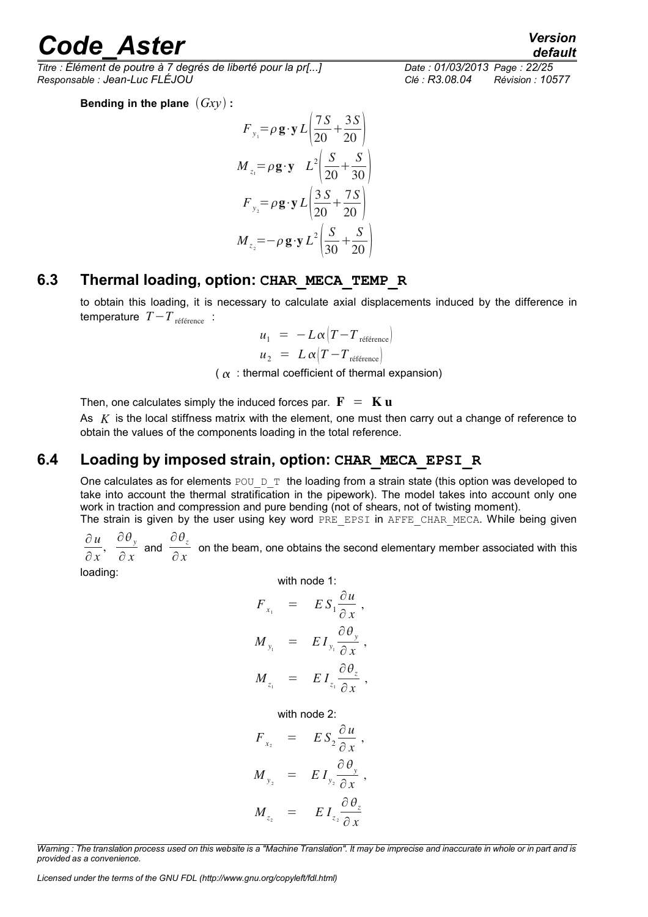**Bending in the plane $(Gxy)$ :**

$$F_{y_1} = \rho \mathbf{g} \cdot \mathbf{y} L \left( \frac{7S}{20} + \frac{3S}{20} \right)$$

$$M_{z_1} = \rho \mathbf{g} \cdot \mathbf{y} \quad L^2 \left( \frac{S}{20} + \frac{S}{30} \right)$$

$$F_{y_2} = \rho \mathbf{g} \cdot \mathbf{y} L \left( \frac{3S}{20} + \frac{7S}{20} \right)$$

$$M_{z_2} = -\rho \mathbf{g} \cdot \mathbf{y} L^2 \left( \frac{S}{30} + \frac{S}{20} \right)$$

## 6.3 Thermal loading, option: CHAR_MECA_TEMP_R

to obtain this loading, it is necessary to calculate axial displacements induced by the difference in temperature $T - T_{\text{référence}}$ :

$$u_1 = -L\alpha \left( T - T_{\text{référence}} \right)$$

$$u_2 = L\alpha \left( T - T_{\text{référence}} \right)$$

( $\alpha$ : thermal coefficient of thermal expansion)

Then, one calculates simply the induced forces par. $\mathbf{F} = \mathbf{K}\,\mathbf{u}$

As $K$ is the local stiffness matrix with the element, one must then carry out a change of reference to obtain the values of the components loading in the total reference.

## 6.4 Loading by imposed strain, option: CHAR_MECA_EPSI_R

One calculates as for elements POU_D_T the loading from a strain state (this option was developed to take into account the thermal stratification in the pipework). The model takes into account only one work in traction and compression and pure bending (not of shears, not of twisting moment).

The strain is given by the user using key word PRE_EPSI in AFFE_CHAR_MECA. While being given $\frac{\partial u}{\partial x}$, $\frac{\partial \theta_y}{\partial x}$ and $\frac{\partial \theta_z}{\partial x}$ on the beam, one obtains the second elementary member associated with this loading:

with node 1:

$$F_{x_1} = E S_1 \frac{\partial u}{\partial x} ,$$

$$M_{y_1} = E I_{y_1} \frac{\partial \theta_y}{\partial x} ,$$

$$M_{z_1} = E I_{z_1} \frac{\partial \theta_z}{\partial x} ,$$

with node 2:

$$F_{x_2} = E S_2 \frac{\partial u}{\partial x} ,$$

$$M_{y_2} = E I_{y_2} \frac{\partial \theta_y}{\partial x} ,$$

$$M_{z_2} = E I_{z_2} \frac{\partial \theta_z}{\partial x}$$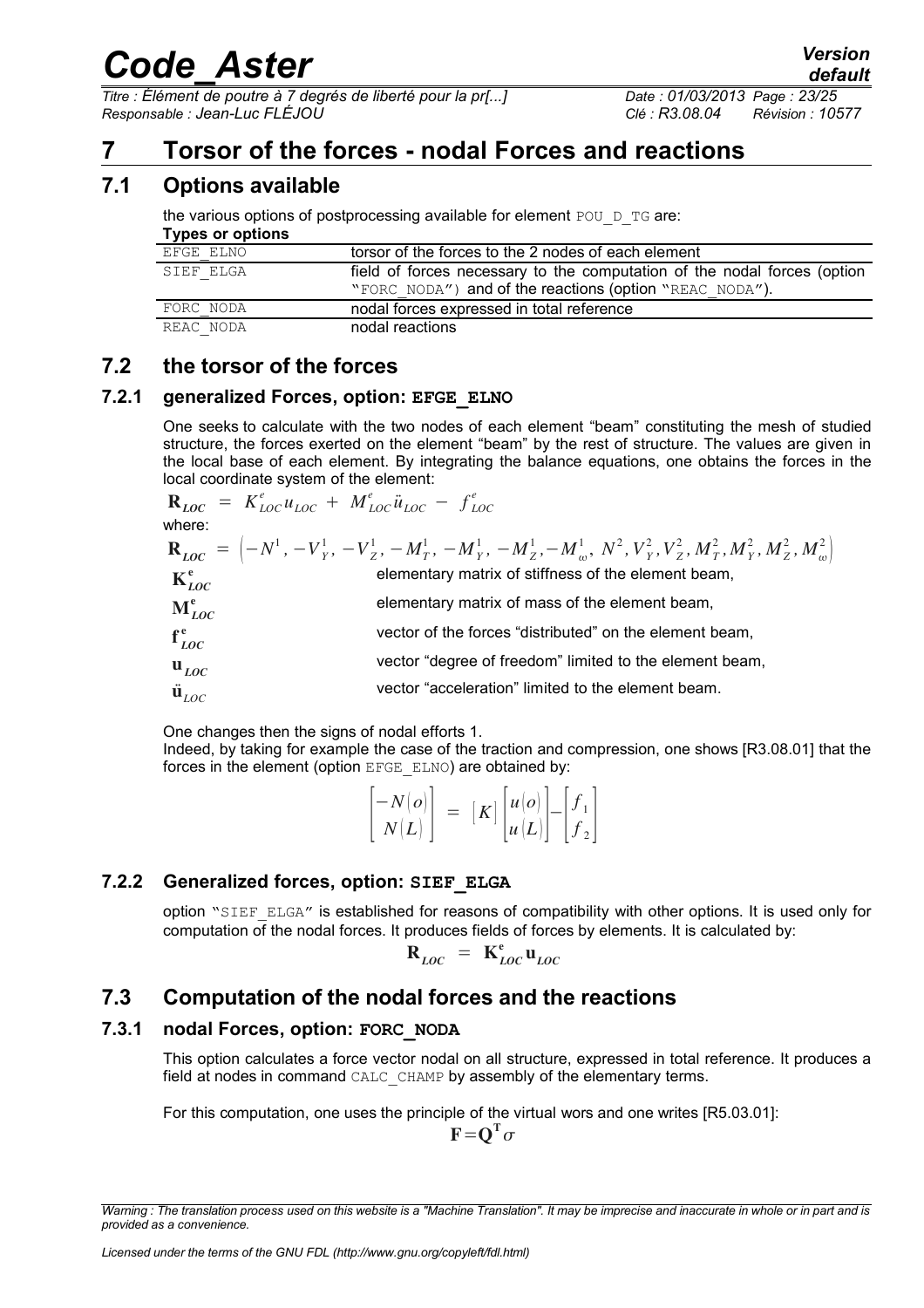# 7 Torsor of the forces - nodal Forces and reactions

## 7.1 Options available

the various options of postprocessing available for element POU_D_TG are:

**Types or options**

| | |
|---|---|
| EFGE_ELNO | torsor of the forces to the 2 nodes of each element |
| SIEF_ELGA | field of forces necessary to the computation of the nodal forces (option "FORC_NODA") and of the reactions (option "REAC_NODA"). |
| FORC_NODA | nodal forces expressed in total reference |
| REAC_NODA | nodal reactions |

## 7.2 the torsor of the forces

### 7.2.1 generalized Forces, option: EFGE_ELNO

One seeks to calculate with the two nodes of each element "beam" constituting the mesh of studied structure, the forces exerted on the element "beam" by the rest of structure. The values are given in the local base of each element. By integrating the balance equations, one obtains the forces in the local coordinate system of the element:

$$\mathbf{R}_{LOC} = K^{e}_{LOC} u_{LOC} + M^{e}_{LOC} \ddot{u}_{LOC} - f^{e}_{LOC}$$

where:

$$\mathbf{R}_{LOC} = \left(-N^1, -V^1_Y, -V^1_Z, -M^1_T, -M^1_Y, -M^1_Z, -M^1_\omega, N^2, V^2_Y, V^2_Z, M^2_T, M^2_Y, M^2_Z, M^2_\omega\right)$$

$\mathbf{K}^{\mathbf{e}}_{LOC}$ elementary matrix of stiffness of the element beam,

$\mathbf{M}^{\mathbf{e}}_{LOC}$ elementary matrix of mass of the element beam,

$\mathbf{f}^{\mathbf{e}}_{LOC}$ vector of the forces "distributed" on the element beam,

$\mathbf{u}_{LOC}$ vector "degree of freedom" limited to the element beam,

$\ddot{\mathbf{u}}_{LOC}$ vector "acceleration" limited to the element beam.

One changes then the signs of nodal efforts 1.
Indeed, by taking for example the case of the traction and compression, one shows [R3.08.01] that the forces in the element (option EFGE_ELNO) are obtained by:

$$\begin{bmatrix} -N(o) \\ N(L) \end{bmatrix} = [K] \begin{bmatrix} u(o) \\ u(L) \end{bmatrix} - \begin{bmatrix} f_1 \\ f_2 \end{bmatrix}$$

### 7.2.2 Generalized forces, option: SIEF_ELGA

option "SIEF_ELGA" is established for reasons of compatibility with other options. It is used only for computation of the nodal forces. It produces fields of forces by elements. It is calculated by:

$$\mathbf{R}_{LOC} = \mathbf{K}^{\mathbf{e}}_{LOC} \mathbf{u}_{LOC}$$

## 7.3 Computation of the nodal forces and the reactions

### 7.3.1 nodal Forces, option: FORC_NODA

This option calculates a force vector nodal on all structure, expressed in total reference. It produces a field at nodes in command CALC_CHAMP by assembly of the elementary terms.

For this computation, one uses the principle of the virtual wors and one writes [R5.03.01]:

$$\mathbf{F} = \mathbf{Q}^{\mathbf{T}} \sigma$$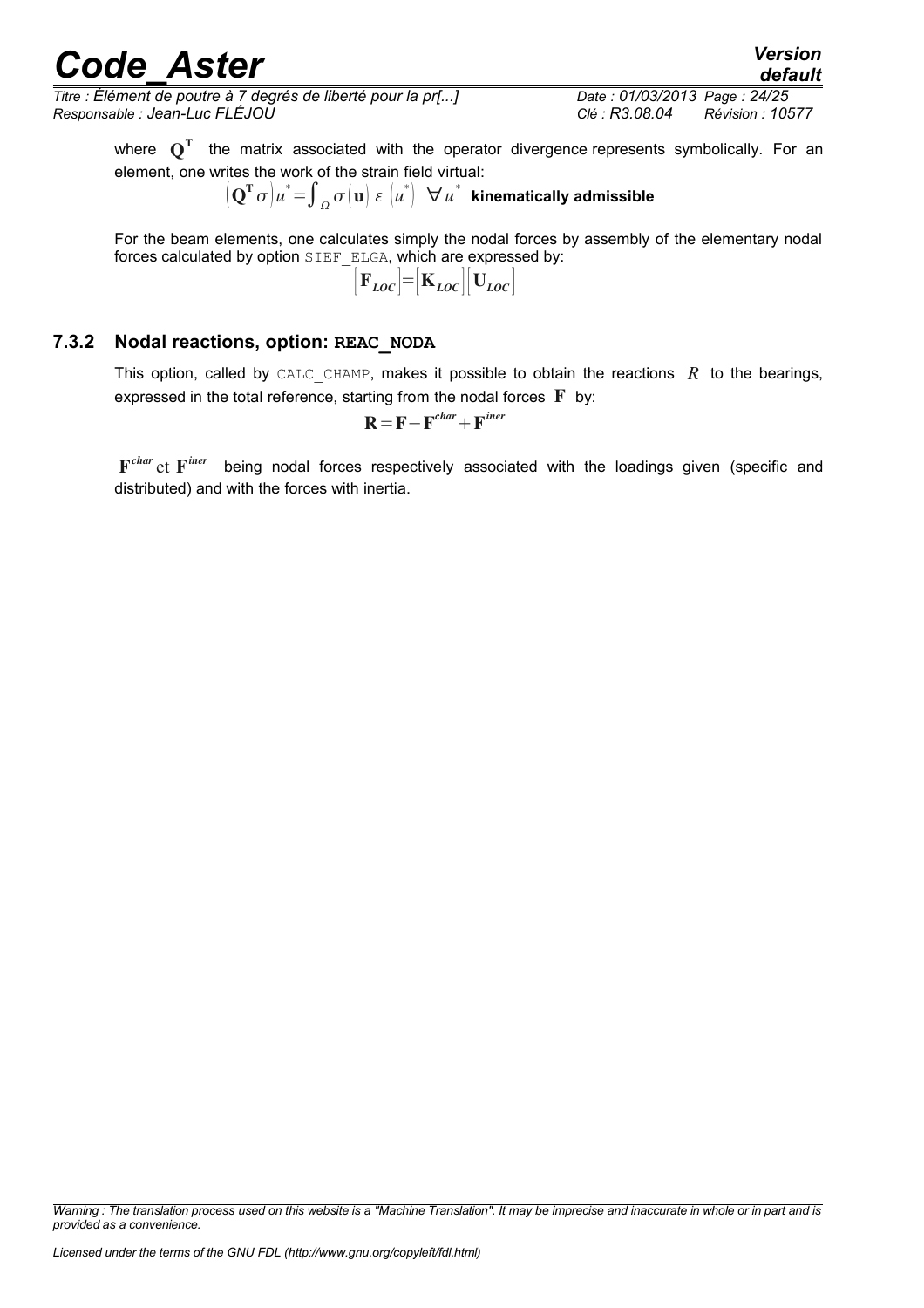where $\mathbf{Q}^{\mathbf{T}}$ the matrix associated with the operator divergence represents symbolically. For an element, one writes the work of the strain field virtual:

$$\left(\mathbf{Q}^{\mathbf{T}}\sigma\right)u^{*}=\int_{\Omega}\sigma(\mathbf{u})\,\varepsilon\,\left(u^{*}\right)\quad\forall u^{*}\ \textbf{kinematically admissible}$$

For the beam elements, one calculates simply the nodal forces by assembly of the elementary nodal forces calculated by option SIEF_ELGA, which are expressed by:

$$\left[\mathbf{F}_{LOC}\right]=\left[\mathbf{K}_{LOC}\right]\left[\mathbf{U}_{LOC}\right]$$

### 7.3.2 Nodal reactions, option: REAC_NODA

This option, called by CALC_CHAMP, makes it possible to obtain the reactions $R$ to the bearings, expressed in the total reference, starting from the nodal forces $\mathbf{F}$ by:

$$\mathbf{R}=\mathbf{F}-\mathbf{F}^{char}+\mathbf{F}^{iner}$$

$\mathbf{F}^{char}$ et $\mathbf{F}^{iner}$ being nodal forces respectively associated with the loadings given (specific and distributed) and with the forces with inertia.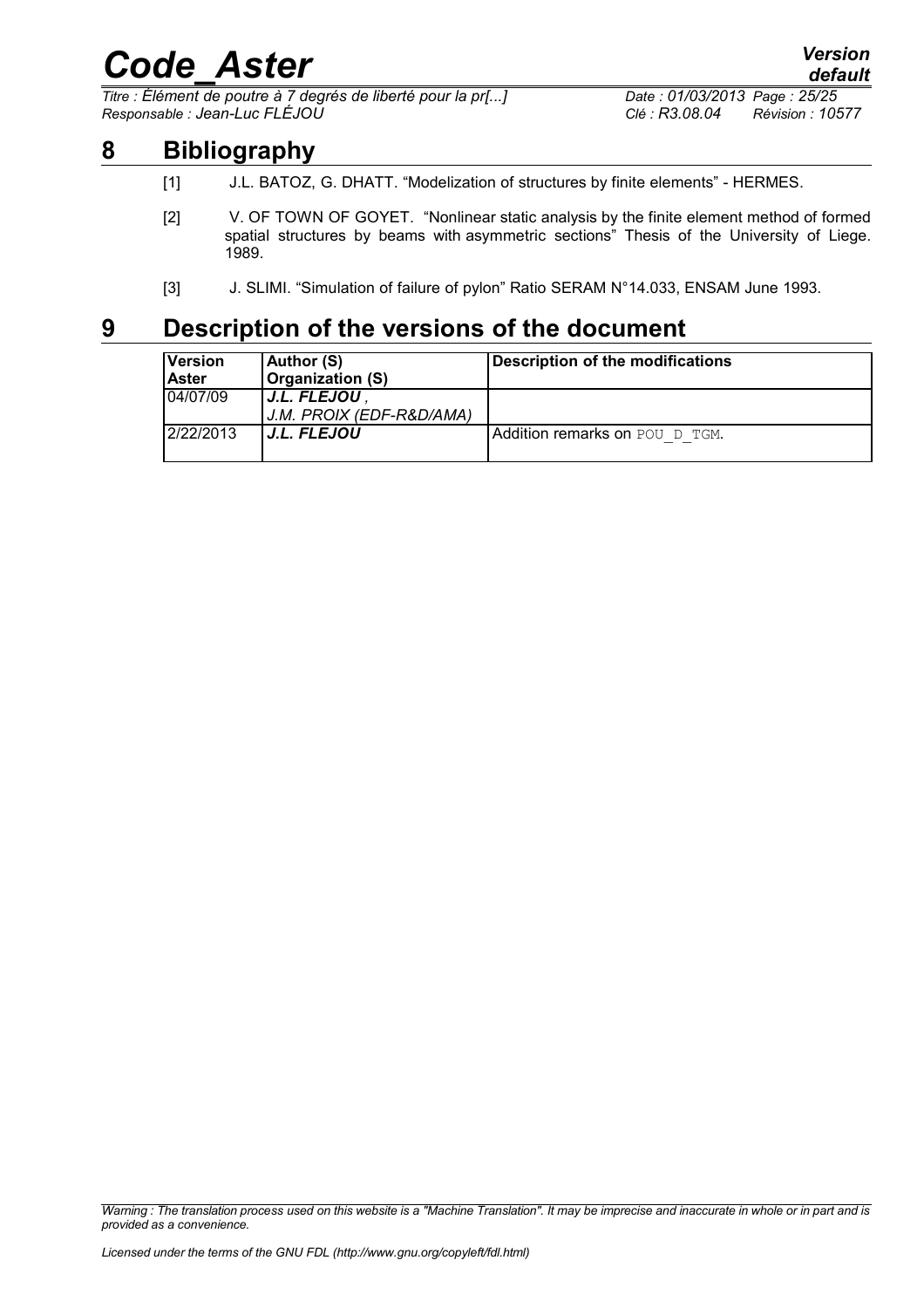# 8 Bibliography

[1] J.L. BATOZ, G. DHATT. "Modelization of structures by finite elements" - HERMES.

[2] V. OF TOWN OF GOYET. "Nonlinear static analysis by the finite element method of formed spatial structures by beams with asymmetric sections" Thesis of the University of Liege. 1989.

[3] J. SLIMI. "Simulation of failure of pylon" Ratio SERAM N°14.033, ENSAM June 1993.

# 9 Description of the versions of the document

| Version Aster | Author (S) Organization (S) | Description of the modifications |
|---|---|---|
| 04/07/09 | ***J.L. FLEJOU*** , *J.M. PROIX (EDF-R&D/AMA)* | |
| 2/22/2013 | ***J.L. FLEJOU*** | Addition remarks on POU_D_TGM. |